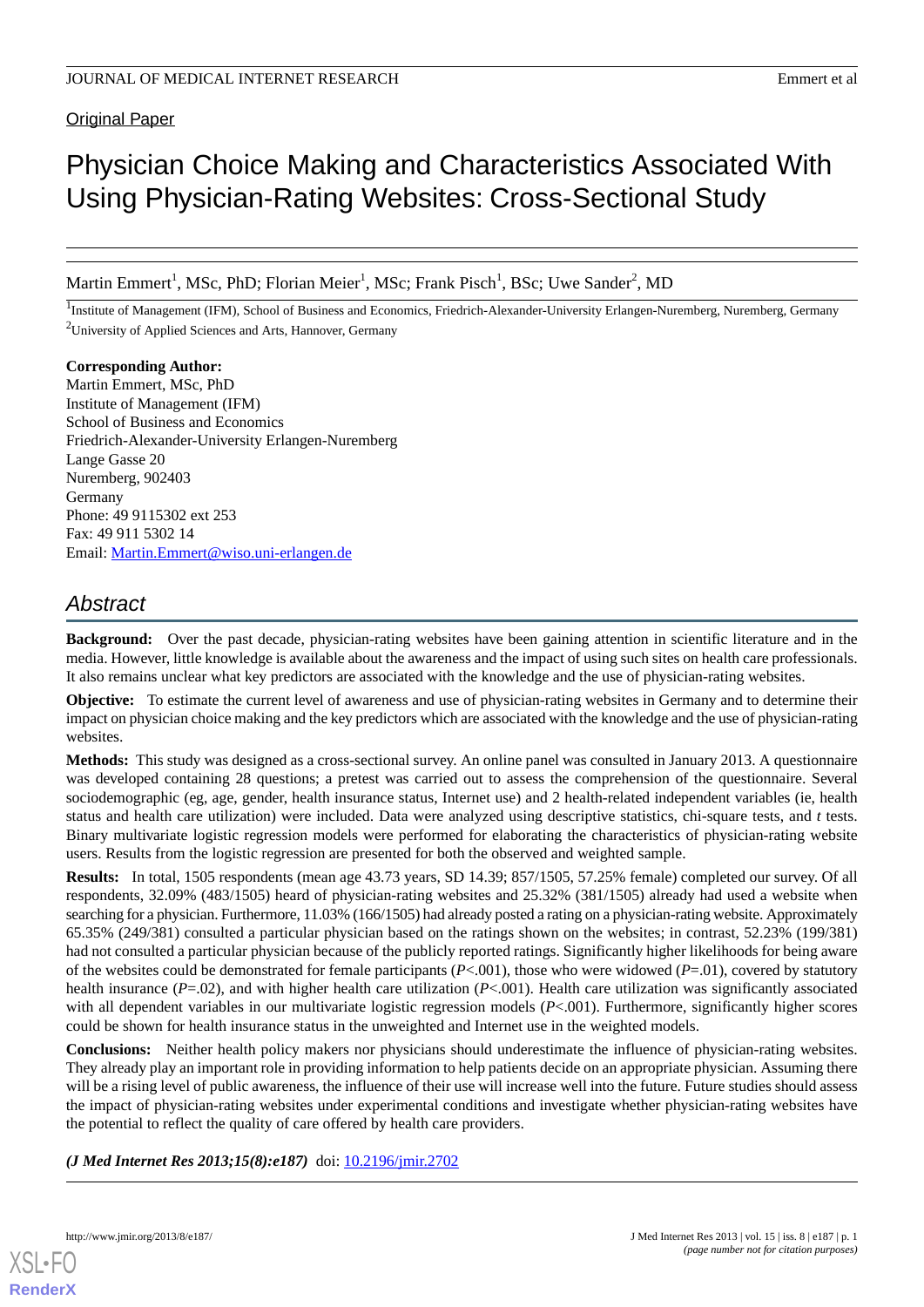Original Paper

# Physician Choice Making and Characteristics Associated With Using Physician-Rating Websites: Cross-Sectional Study

Martin Emmert[1], MSc, PhD; Florian Meier[1], MSc; Frank Pisch[1], BSc; Uwe Sander[2], MD

[1]Institute of Management (IFM), School of Business and Economics, Friedrich-Alexander-University Erlangen-Nuremberg, Nuremberg, Germany
[2]University of Applied Sciences and Arts, Hannover, Germany

**Corresponding Author:**
Martin Emmert, MSc, PhD
Institute of Management (IFM)
School of Business and Economics
Friedrich-Alexander-University Erlangen-Nuremberg
Lange Gasse 20
Nuremberg, 902403
Germany
Phone: 49 9115302 ext 253
Fax: 49 911 5302 14
Email: Martin.Emmert@wiso.uni-erlangen.de

## Abstract

**Background:** Over the past decade, physician-rating websites have been gaining attention in scientific literature and in the media. However, little knowledge is available about the awareness and the impact of using such sites on health care professionals. It also remains unclear what key predictors are associated with the knowledge and the use of physician-rating websites.

**Objective:** To estimate the current level of awareness and use of physician-rating websites in Germany and to determine their impact on physician choice making and the key predictors which are associated with the knowledge and the use of physician-rating websites.

**Methods:** This study was designed as a cross-sectional survey. An online panel was consulted in January 2013. A questionnaire was developed containing 28 questions; a pretest was carried out to assess the comprehension of the questionnaire. Several sociodemographic (eg, age, gender, health insurance status, Internet use) and 2 health-related independent variables (ie, health status and health care utilization) were included. Data were analyzed using descriptive statistics, chi-square tests, and *t* tests. Binary multivariate logistic regression models were performed for elaborating the characteristics of physician-rating website users. Results from the logistic regression are presented for both the observed and weighted sample.

**Results:** In total, 1505 respondents (mean age 43.73 years, SD 14.39; 857/1505, 57.25% female) completed our survey. Of all respondents, 32.09% (483/1505) heard of physician-rating websites and 25.32% (381/1505) already had used a website when searching for a physician. Furthermore, 11.03% (166/1505) had already posted a rating on a physician-rating website. Approximately 65.35% (249/381) consulted a particular physician based on the ratings shown on the websites; in contrast, 52.23% (199/381) had not consulted a particular physician because of the publicly reported ratings. Significantly higher likelihoods for being aware of the websites could be demonstrated for female participants ($P$<.001), those who were widowed ($P$=.01), covered by statutory health insurance ($P$=.02), and with higher health care utilization ($P$<.001). Health care utilization was significantly associated with all dependent variables in our multivariate logistic regression models ($P$<.001). Furthermore, significantly higher scores could be shown for health insurance status in the unweighted and Internet use in the weighted models.

**Conclusions:** Neither health policy makers nor physicians should underestimate the influence of physician-rating websites. They already play an important role in providing information to help patients decide on an appropriate physician. Assuming there will be a rising level of public awareness, the influence of their use will increase well into the future. Future studies should assess the impact of physician-rating websites under experimental conditions and investigate whether physician-rating websites have the potential to reflect the quality of care offered by health care providers.

***(J Med Internet Res 2013;15(8):e187)*** doi: 10.2196/jmir.2702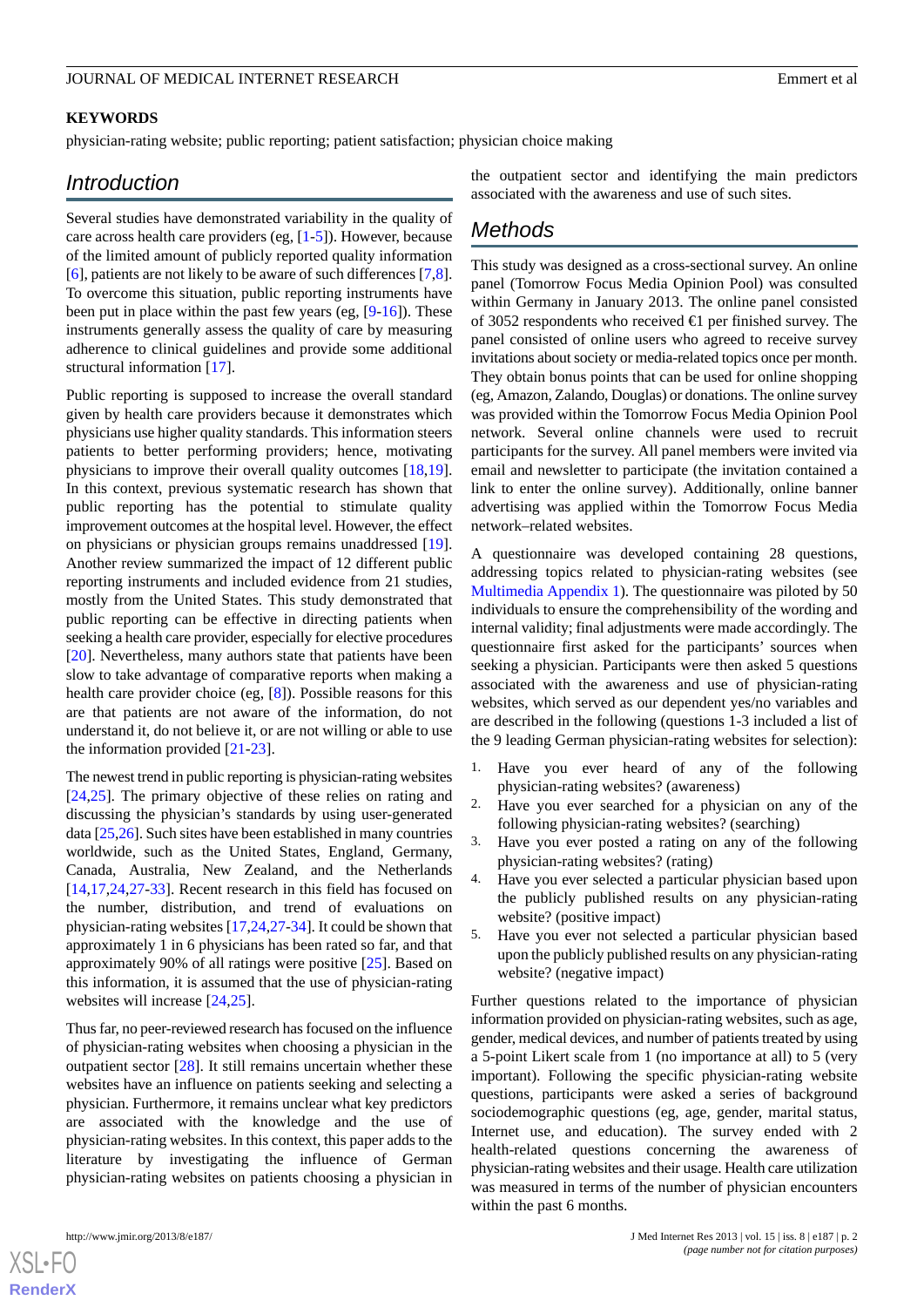**KEYWORDS**

physician-rating website; public reporting; patient satisfaction; physician choice making

## Introduction

Several studies have demonstrated variability in the quality of care across health care providers (eg, [1-5]). However, because of the limited amount of publicly reported quality information [6], patients are not likely to be aware of such differences [7,8]. To overcome this situation, public reporting instruments have been put in place within the past few years (eg, [9-16]). These instruments generally assess the quality of care by measuring adherence to clinical guidelines and provide some additional structural information [17].

Public reporting is supposed to increase the overall standard given by health care providers because it demonstrates which physicians use higher quality standards. This information steers patients to better performing providers; hence, motivating physicians to improve their overall quality outcomes [18,19]. In this context, previous systematic research has shown that public reporting has the potential to stimulate quality improvement outcomes at the hospital level. However, the effect on physicians or physician groups remains unaddressed [19]. Another review summarized the impact of 12 different public reporting instruments and included evidence from 21 studies, mostly from the United States. This study demonstrated that public reporting can be effective in directing patients when seeking a health care provider, especially for elective procedures [20]. Nevertheless, many authors state that patients have been slow to take advantage of comparative reports when making a health care provider choice (eg, [8]). Possible reasons for this are that patients are not aware of the information, do not understand it, do not believe it, or are not willing or able to use the information provided [21-23].

The newest trend in public reporting is physician-rating websites [24,25]. The primary objective of these relies on rating and discussing the physician's standards by using user-generated data [25,26]. Such sites have been established in many countries worldwide, such as the United States, England, Germany, Canada, Australia, New Zealand, and the Netherlands [14,17,24,27-33]. Recent research in this field has focused on the number, distribution, and trend of evaluations on physician-rating websites [17,24,27-34]. It could be shown that approximately 1 in 6 physicians has been rated so far, and that approximately 90% of all ratings were positive [25]. Based on this information, it is assumed that the use of physician-rating websites will increase [24,25].

Thus far, no peer-reviewed research has focused on the influence of physician-rating websites when choosing a physician in the outpatient sector [28]. It still remains uncertain whether these websites have an influence on patients seeking and selecting a physician. Furthermore, it remains unclear what key predictors are associated with the knowledge and the use of physician-rating websites. In this context, this paper adds to the literature by investigating the influence of German physician-rating websites on patients choosing a physician in the outpatient sector and identifying the main predictors associated with the awareness and use of such sites.

## Methods

This study was designed as a cross-sectional survey. An online panel (Tomorrow Focus Media Opinion Pool) was consulted within Germany in January 2013. The online panel consisted of 3052 respondents who received €1 per finished survey. The panel consisted of online users who agreed to receive survey invitations about society or media-related topics once per month. They obtain bonus points that can be used for online shopping (eg, Amazon, Zalando, Douglas) or donations. The online survey was provided within the Tomorrow Focus Media Opinion Pool network. Several online channels were used to recruit participants for the survey. All panel members were invited via email and newsletter to participate (the invitation contained a link to enter the online survey). Additionally, online banner advertising was applied within the Tomorrow Focus Media network–related websites.

A questionnaire was developed containing 28 questions, addressing topics related to physician-rating websites (see Multimedia Appendix 1). The questionnaire was piloted by 50 individuals to ensure the comprehensibility of the wording and internal validity; final adjustments were made accordingly. The questionnaire first asked for the participants' sources when seeking a physician. Participants were then asked 5 questions associated with the awareness and use of physician-rating websites, which served as our dependent yes/no variables and are described in the following (questions 1-3 included a list of the 9 leading German physician-rating websites for selection):

1. Have you ever heard of any of the following physician-rating websites? (awareness)
2. Have you ever searched for a physician on any of the following physician-rating websites? (searching)
3. Have you ever posted a rating on any of the following physician-rating websites? (rating)
4. Have you ever selected a particular physician based upon the publicly published results on any physician-rating website? (positive impact)
5. Have you ever not selected a particular physician based upon the publicly published results on any physician-rating website? (negative impact)

Further questions related to the importance of physician information provided on physician-rating websites, such as age, gender, medical devices, and number of patients treated by using a 5-point Likert scale from 1 (no importance at all) to 5 (very important). Following the specific physician-rating website questions, participants were asked a series of background sociodemographic questions (eg, age, gender, marital status, Internet use, and education). The survey ended with 2 health-related questions concerning the awareness of physician-rating websites and their usage. Health care utilization was measured in terms of the number of physician encounters within the past 6 months.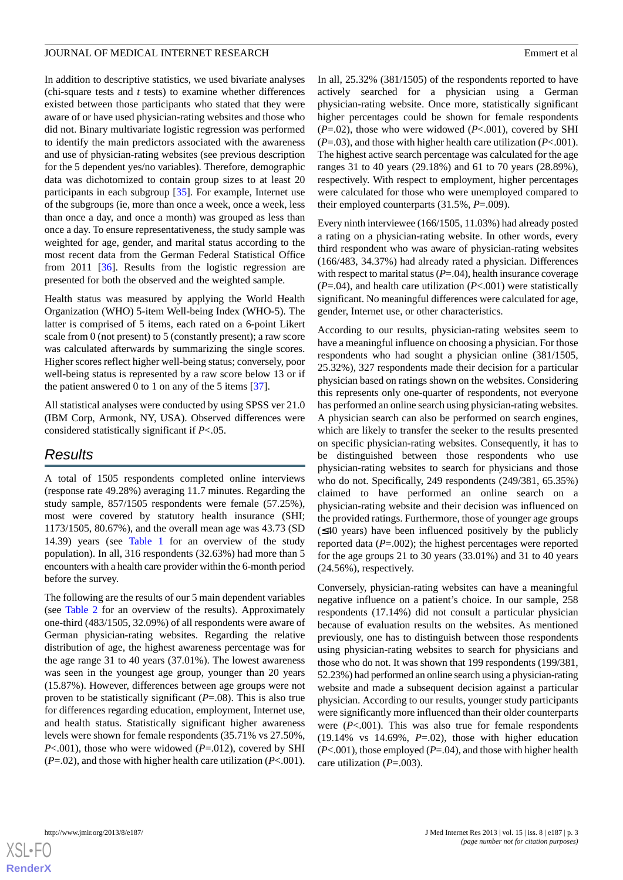In addition to descriptive statistics, we used bivariate analyses (chi-square tests and *t* tests) to examine whether differences existed between those participants who stated that they were aware of or have used physician-rating websites and those who did not. Binary multivariate logistic regression was performed to identify the main predictors associated with the awareness and use of physician-rating websites (see previous description for the 5 dependent yes/no variables). Therefore, demographic data was dichotomized to contain group sizes to at least 20 participants in each subgroup [35]. For example, Internet use of the subgroups (ie, more than once a week, once a week, less than once a day, and once a month) was grouped as less than once a day. To ensure representativeness, the study sample was weighted for age, gender, and marital status according to the most recent data from the German Federal Statistical Office from 2011 [36]. Results from the logistic regression are presented for both the observed and the weighted sample.

Health status was measured by applying the World Health Organization (WHO) 5-item Well-being Index (WHO-5). The latter is comprised of 5 items, each rated on a 6-point Likert scale from 0 (not present) to 5 (constantly present); a raw score was calculated afterwards by summarizing the single scores. Higher scores reflect higher well-being status; conversely, poor well-being status is represented by a raw score below 13 or if the patient answered 0 to 1 on any of the 5 items [37].

All statistical analyses were conducted by using SPSS ver 21.0 (IBM Corp, Armonk, NY, USA). Observed differences were considered statistically significant if $P<.05$.

## Results

A total of 1505 respondents completed online interviews (response rate 49.28%) averaging 11.7 minutes. Regarding the study sample, 857/1505 respondents were female (57.25%), most were covered by statutory health insurance (SHI; 1173/1505, 80.67%), and the overall mean age was 43.73 (SD 14.39) years (see Table 1 for an overview of the study population). In all, 316 respondents (32.63%) had more than 5 encounters with a health care provider within the 6-month period before the survey.

The following are the results of our 5 main dependent variables (see Table 2 for an overview of the results). Approximately one-third (483/1505, 32.09%) of all respondents were aware of German physician-rating websites. Regarding the relative distribution of age, the highest awareness percentage was for the age range 31 to 40 years (37.01%). The lowest awareness was seen in the youngest age group, younger than 20 years (15.87%). However, differences between age groups were not proven to be statistically significant ($P$=.08). This is also true for differences regarding education, employment, Internet use, and health status. Statistically significant higher awareness levels were shown for female respondents (35.71% vs 27.50%, $P<.001$), those who were widowed ($P$=.012), covered by SHI ($P$=.02), and those with higher health care utilization ($P<.001$).

In all, 25.32% (381/1505) of the respondents reported to have actively searched for a physician using a German physician-rating website. Once more, statistically significant higher percentages could be shown for female respondents ($P$=.02), those who were widowed ($P<.001$), covered by SHI ($P$=.03), and those with higher health care utilization ($P<.001$). The highest active search percentage was calculated for the age ranges 31 to 40 years (29.18%) and 61 to 70 years (28.89%), respectively. With respect to employment, higher percentages were calculated for those who were unemployed compared to their employed counterparts (31.5%, $P$=.009).

Every ninth interviewee (166/1505, 11.03%) had already posted a rating on a physician-rating website. In other words, every third respondent who was aware of physician-rating websites (166/483, 34.37%) had already rated a physician. Differences with respect to marital status ($P$=.04), health insurance coverage ($P$=.04), and health care utilization ($P<.001$) were statistically significant. No meaningful differences were calculated for age, gender, Internet use, or other characteristics.

According to our results, physician-rating websites seem to have a meaningful influence on choosing a physician. For those respondents who had sought a physician online (381/1505, 25.32%), 327 respondents made their decision for a particular physician based on ratings shown on the websites. Considering this represents only one-quarter of respondents, not everyone has performed an online search using physician-rating websites. A physician search can also be performed on search engines, which are likely to transfer the seeker to the results presented on specific physician-rating websites. Consequently, it has to be distinguished between those respondents who use physician-rating websites to search for physicians and those who do not. Specifically, 249 respondents (249/381, 65.35%) claimed to have performed an online search on a physician-rating website and their decision was influenced on the provided ratings. Furthermore, those of younger age groups (≤40 years) have been influenced positively by the publicly reported data ($P$=.002); the highest percentages were reported for the age groups 21 to 30 years (33.01%) and 31 to 40 years (24.56%), respectively.

Conversely, physician-rating websites can have a meaningful negative influence on a patient's choice. In our sample, 258 respondents (17.14%) did not consult a particular physician because of evaluation results on the websites. As mentioned previously, one has to distinguish between those respondents using physician-rating websites to search for physicians and those who do not. It was shown that 199 respondents (199/381, 52.23%) had performed an online search using a physician-rating website and made a subsequent decision against a particular physician. According to our results, younger study participants were significantly more influenced than their older counterparts were ($P<.001$). This was also true for female respondents (19.14% vs 14.69%, $P$=.02), those with higher education ($P<.001$), those employed ($P$=.04), and those with higher health care utilization ($P$=.003).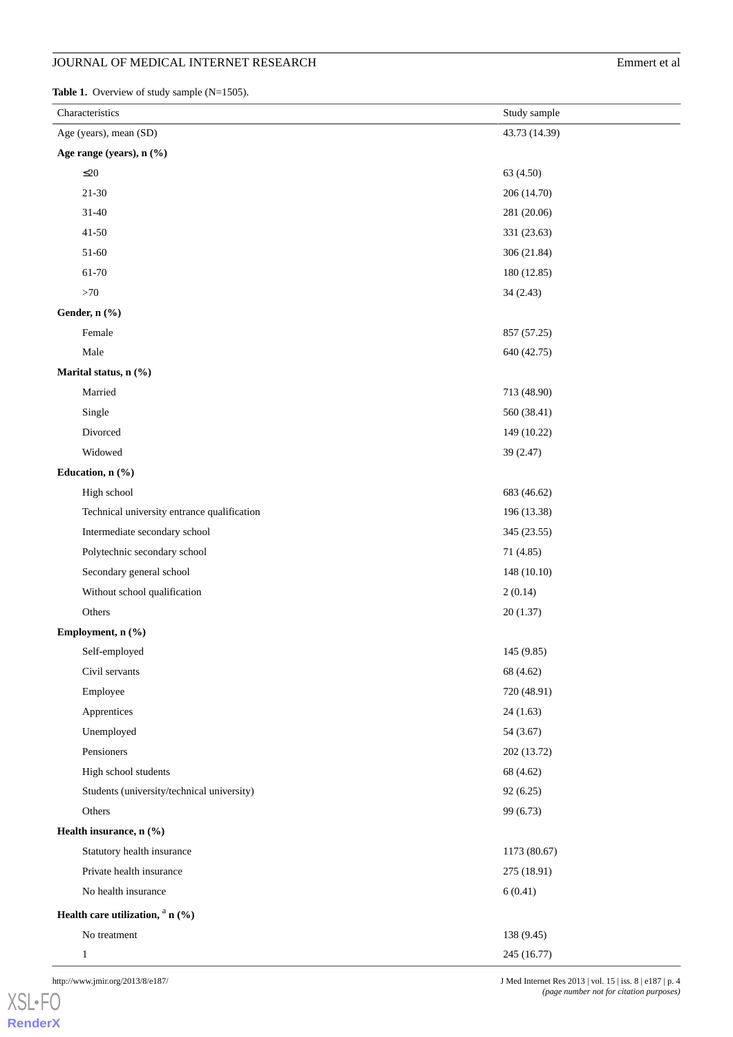**Table 1.** Overview of study sample (N=1505).

| Characteristics | Study sample |
|---|---|
| Age (years), mean (SD) | 43.73 (14.39) |
| **Age range (years), n (%)** | |
| ≤20 | 63 (4.50) |
| 21-30 | 206 (14.70) |
| 31-40 | 281 (20.06) |
| 41-50 | 331 (23.63) |
| 51-60 | 306 (21.84) |
| 61-70 | 180 (12.85) |
| >70 | 34 (2.43) |
| **Gender, n (%)** | |
| Female | 857 (57.25) |
| Male | 640 (42.75) |
| **Marital status, n (%)** | |
| Married | 713 (48.90) |
| Single | 560 (38.41) |
| Divorced | 149 (10.22) |
| Widowed | 39 (2.47) |
| **Education, n (%)** | |
| High school | 683 (46.62) |
| Technical university entrance qualification | 196 (13.38) |
| Intermediate secondary school | 345 (23.55) |
| Polytechnic secondary school | 71 (4.85) |
| Secondary general school | 148 (10.10) |
| Without school qualification | 2 (0.14) |
| Others | 20 (1.37) |
| **Employment, n (%)** | |
| Self-employed | 145 (9.85) |
| Civil servants | 68 (4.62) |
| Employee | 720 (48.91) |
| Apprentices | 24 (1.63) |
| Unemployed | 54 (3.67) |
| Pensioners | 202 (13.72) |
| High school students | 68 (4.62) |
| Students (university/technical university) | 92 (6.25) |
| Others | 99 (6.73) |
| **Health insurance, n (%)** | |
| Statutory health insurance | 1173 (80.67) |
| Private health insurance | 275 (18.91) |
| No health insurance | 6 (0.41) |
| **Health care utilization,** [a] **n (%)** | |
| No treatment | 138 (9.45) |
| 1 | 245 (16.77) |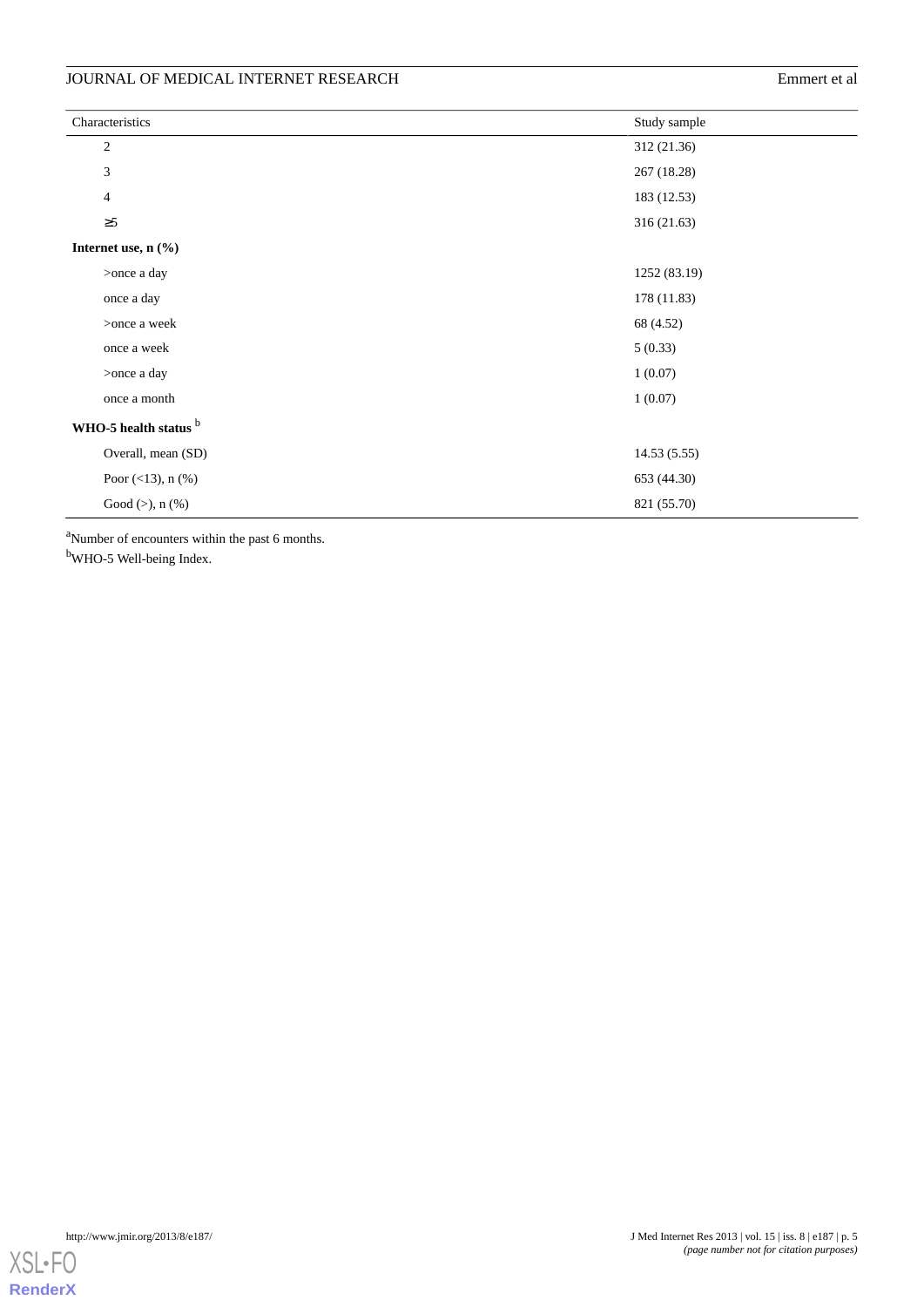| Characteristics | Study sample |
| --- | --- |
| 2 | 312 (21.36) |
| 3 | 267 (18.28) |
| 4 | 183 (12.53) |
| ≥5 | 316 (21.63) |
| **Internet use, n (%)** | |
| >once a day | 1252 (83.19) |
| once a day | 178 (11.83) |
| >once a week | 68 (4.52) |
| once a week | 5 (0.33) |
| >once a day | 1 (0.07) |
| once a month | 1 (0.07) |
| **WHO-5 health status** [b] | |
| Overall, mean (SD) | 14.53 (5.55) |
| Poor (<13), n (%) | 653 (44.30) |
| Good (>), n (%) | 821 (55.70) |

[a]Number of encounters within the past 6 months.

[b]WHO-5 Well-being Index.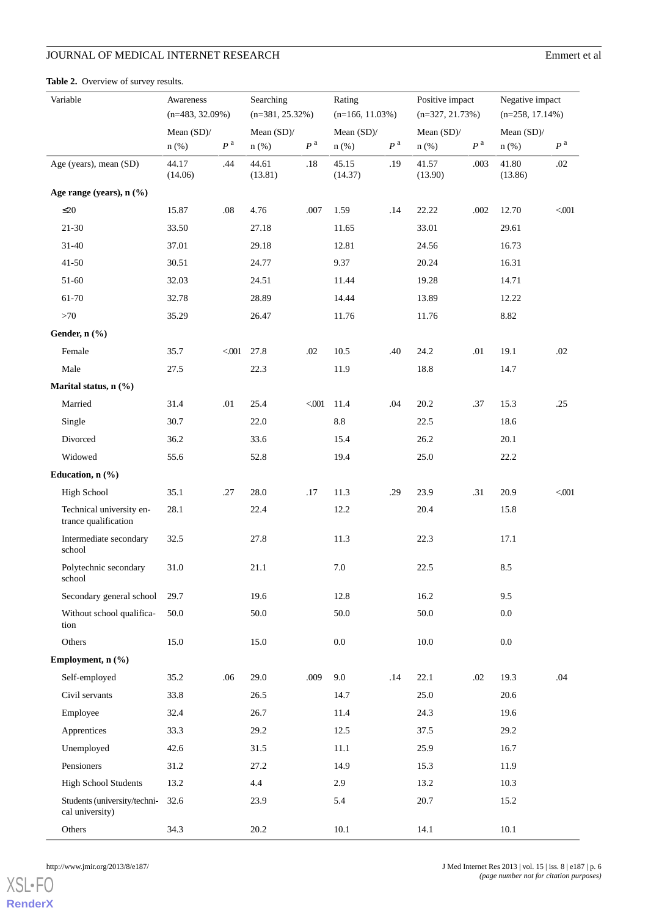**Table 2.** Overview of survey results.

| Variable | Awareness (n=483, 32.09%) | | Searching (n=381, 25.32%) | | Rating (n=166, 11.03%) | | Positive impact (n=327, 21.73%) | | Negative impact (n=258, 17.14%) | |
|---|---|---|---|---|---|---|---|---|---|---|
| | Mean (SD)/ n (%) | *P* [a] | Mean (SD)/ n (%) | *P* [a] | Mean (SD)/ n (%) | *P* [a] | Mean (SD)/ n (%) | *P* [a] | Mean (SD)/ n (%) | *P* [a] |
| Age (years), mean (SD) | 44.17 (14.06) | .44 | 44.61 (13.81) | .18 | 45.15 (14.37) | .19 | 41.57 (13.90) | .003 | 41.80 (13.86) | .02 |
| **Age range (years), n (%)** | | | | | | | | | | |
| ≤20 | 15.87 | .08 | 4.76 | .007 | 1.59 | .14 | 22.22 | .002 | 12.70 | <.001 |
| 21-30 | 33.50 | | 27.18 | | 11.65 | | 33.01 | | 29.61 | |
| 31-40 | 37.01 | | 29.18 | | 12.81 | | 24.56 | | 16.73 | |
| 41-50 | 30.51 | | 24.77 | | 9.37 | | 20.24 | | 16.31 | |
| 51-60 | 32.03 | | 24.51 | | 11.44 | | 19.28 | | 14.71 | |
| 61-70 | 32.78 | | 28.89 | | 14.44 | | 13.89 | | 12.22 | |
| >70 | 35.29 | | 26.47 | | 11.76 | | 11.76 | | 8.82 | |
| **Gender, n (%)** | | | | | | | | | | |
| Female | 35.7 | <.001 | 27.8 | .02 | 10.5 | .40 | 24.2 | .01 | 19.1 | .02 |
| Male | 27.5 | | 22.3 | | 11.9 | | 18.8 | | 14.7 | |
| **Marital status, n (%)** | | | | | | | | | | |
| Married | 31.4 | .01 | 25.4 | <.001 | 11.4 | .04 | 20.2 | .37 | 15.3 | .25 |
| Single | 30.7 | | 22.0 | | 8.8 | | 22.5 | | 18.6 | |
| Divorced | 36.2 | | 33.6 | | 15.4 | | 26.2 | | 20.1 | |
| Widowed | 55.6 | | 52.8 | | 19.4 | | 25.0 | | 22.2 | |
| **Education, n (%)** | | | | | | | | | | |
| High School | 35.1 | .27 | 28.0 | .17 | 11.3 | .29 | 23.9 | .31 | 20.9 | <.001 |
| Technical university entrance qualification | 28.1 | | 22.4 | | 12.2 | | 20.4 | | 15.8 | |
| Intermediate secondary school | 32.5 | | 27.8 | | 11.3 | | 22.3 | | 17.1 | |
| Polytechnic secondary school | 31.0 | | 21.1 | | 7.0 | | 22.5 | | 8.5 | |
| Secondary general school | 29.7 | | 19.6 | | 12.8 | | 16.2 | | 9.5 | |
| Without school qualification | 50.0 | | 50.0 | | 50.0 | | 50.0 | | 0.0 | |
| Others | 15.0 | | 15.0 | | 0.0 | | 10.0 | | 0.0 | |
| **Employment, n (%)** | | | | | | | | | | |
| Self-employed | 35.2 | .06 | 29.0 | .009 | 9.0 | .14 | 22.1 | .02 | 19.3 | .04 |
| Civil servants | 33.8 | | 26.5 | | 14.7 | | 25.0 | | 20.6 | |
| Employee | 32.4 | | 26.7 | | 11.4 | | 24.3 | | 19.6 | |
| Apprentices | 33.3 | | 29.2 | | 12.5 | | 37.5 | | 29.2 | |
| Unemployed | 42.6 | | 31.5 | | 11.1 | | 25.9 | | 16.7 | |
| Pensioners | 31.2 | | 27.2 | | 14.9 | | 15.3 | | 11.9 | |
| High School Students | 13.2 | | 4.4 | | 2.9 | | 13.2 | | 10.3 | |
| Students (university/technical university) | 32.6 | | 23.9 | | 5.4 | | 20.7 | | 15.2 | |
| Others | 34.3 | | 20.2 | | 10.1 | | 14.1 | | 10.1 | |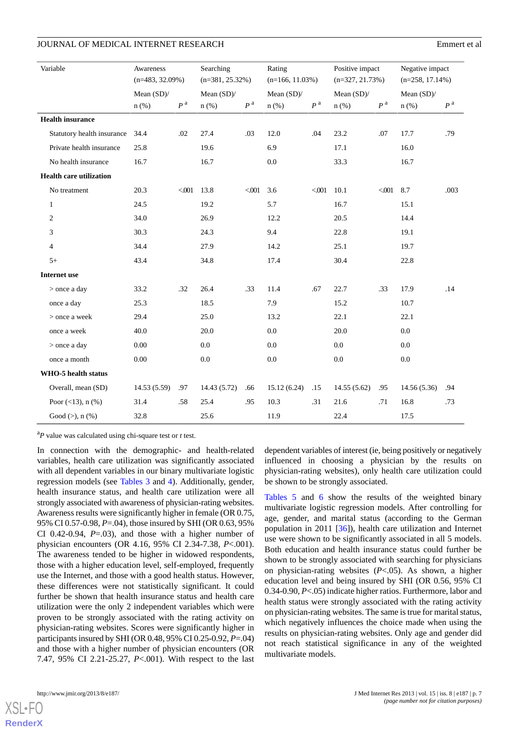| Variable | Awareness (n=483, 32.09%) | | Searching (n=381, 25.32%) | | Rating (n=166, 11.03%) | | Positive impact (n=327, 21.73%) | | Negative impact (n=258, 17.14%) | |
|---|---|---|---|---|---|---|---|---|---|---|
| | Mean (SD)/ n (%) | *P* [a] | Mean (SD)/ n (%) | *P* [a] | Mean (SD)/ n (%) | *P* [a] | Mean (SD)/ n (%) | *P* [a] | Mean (SD)/ n (%) | *P* [a] |
| **Health insurance** | | | | | | | | | | |
| Statutory health insurance | 34.4 | .02 | 27.4 | .03 | 12.0 | .04 | 23.2 | .07 | 17.7 | .79 |
| Private health insurance | 25.8 | | 19.6 | | 6.9 | | 17.1 | | 16.0 | |
| No health insurance | 16.7 | | 16.7 | | 0.0 | | 33.3 | | 16.7 | |
| **Health care utilization** | | | | | | | | | | |
| No treatment | 20.3 | <.001 | 13.8 | <.001 | 3.6 | <.001 | 10.1 | <.001 | 8.7 | .003 |
| 1 | 24.5 | | 19.2 | | 5.7 | | 16.7 | | 15.1 | |
| 2 | 34.0 | | 26.9 | | 12.2 | | 20.5 | | 14.4 | |
| 3 | 30.3 | | 24.3 | | 9.4 | | 22.8 | | 19.1 | |
| 4 | 34.4 | | 27.9 | | 14.2 | | 25.1 | | 19.7 | |
| 5+ | 43.4 | | 34.8 | | 17.4 | | 30.4 | | 22.8 | |
| **Internet use** | | | | | | | | | | |
| > once a day | 33.2 | .32 | 26.4 | .33 | 11.4 | .67 | 22.7 | .33 | 17.9 | .14 |
| once a day | 25.3 | | 18.5 | | 7.9 | | 15.2 | | 10.7 | |
| > once a week | 29.4 | | 25.0 | | 13.2 | | 22.1 | | 22.1 | |
| once a week | 40.0 | | 20.0 | | 0.0 | | 20.0 | | 0.0 | |
| > once a day | 0.00 | | 0.0 | | 0.0 | | 0.0 | | 0.0 | |
| once a month | 0.00 | | 0.0 | | 0.0 | | 0.0 | | 0.0 | |
| **WHO-5 health status** | | | | | | | | | | |
| Overall, mean (SD) | 14.53 (5.59) | .97 | 14.43 (5.72) | .66 | 15.12 (6.24) | .15 | 14.55 (5.62) | .95 | 14.56 (5.36) | .94 |
| Poor (<13), n (%) | 31.4 | .58 | 25.4 | .95 | 10.3 | .31 | 21.6 | .71 | 16.8 | .73 |
| Good (>), n (%) | 32.8 | | 25.6 | | 11.9 | | 22.4 | | 17.5 | |

[a]*P* value was calculated using chi-square test or *t* test.

In connection with the demographic- and health-related variables, health care utilization was significantly associated with all dependent variables in our binary multivariate logistic regression models (see Tables 3 and 4). Additionally, gender, health insurance status, and health care utilization were all strongly associated with awareness of physician-rating websites. Awareness results were significantly higher in female (OR 0.75, 95% CI 0.57-0.98, *P*=.04), those insured by SHI (OR 0.63, 95% CI 0.42-0.94, *P*=.03), and those with a higher number of physician encounters (OR 4.16, 95% CI 2.34-7.38, *P*<.001). The awareness tended to be higher in widowed respondents, those with a higher education level, self-employed, frequently use the Internet, and those with a good health status. However, these differences were not statistically significant. It could further be shown that health insurance status and health care utilization were the only 2 independent variables which were proven to be strongly associated with the rating activity on physician-rating websites. Scores were significantly higher in participants insured by SHI (OR 0.48, 95% CI 0.25-0.92, *P*=.04) and those with a higher number of physician encounters (OR 7.47, 95% CI 2.21-25.27, *P*<.001). With respect to the last dependent variables of interest (ie, being positively or negatively influenced in choosing a physician by the results on physician-rating websites), only health care utilization could be shown to be strongly associated.

Tables 5 and 6 show the results of the weighted binary multivariate logistic regression models. After controlling for age, gender, and marital status (according to the German population in 2011 [36]), health care utilization and Internet use were shown to be significantly associated in all 5 models. Both education and health insurance status could further be shown to be strongly associated with searching for physicians on physician-rating websites (*P*<.05). As shown, a higher education level and being insured by SHI (OR 0.56, 95% CI 0.34-0.90, *P*<.05) indicate higher ratios. Furthermore, labor and health status were strongly associated with the rating activity on physician-rating websites. The same is true for marital status, which negatively influences the choice made when using the results on physician-rating websites. Only age and gender did not reach statistical significance in any of the weighted multivariate models.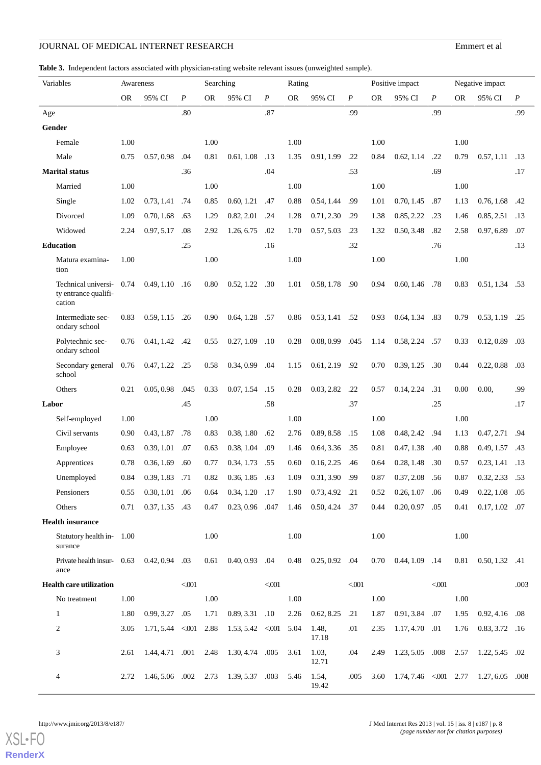**Table 3.** Independent factors associated with physician-rating website relevant issues (unweighted sample).

| Variables | Awareness | | | Searching | | | Rating | | | Positive impact | | | Negative impact | | |
|---|---|---|---|---|---|---|---|---|---|---|---|---|---|---|---|
| | OR | 95% CI | *P* | OR | 95% CI | *P* | OR | 95% CI | *P* | OR | 95% CI | *P* | OR | 95% CI | *P* |
| Age | | | .80 | | | .87 | | | .99 | | | .99 | | | .99 |
| **Gender** | | | | | | | | | | | | | | | |
| Female | 1.00 | | | 1.00 | | | 1.00 | | | 1.00 | | | 1.00 | | |
| Male | 0.75 | 0.57, 0.98 | .04 | 0.81 | 0.61, 1.08 | .13 | 1.35 | 0.91, 1.99 | .22 | 0.84 | 0.62, 1.14 | .22 | 0.79 | 0.57, 1.11 | .13 |
| **Marital status** | | | .36 | | | .04 | | | .53 | | | .69 | | | .17 |
| Married | 1.00 | | | 1.00 | | | 1.00 | | | 1.00 | | | 1.00 | | |
| Single | 1.02 | 0.73, 1.41 | .74 | 0.85 | 0.60, 1.21 | .47 | 0.88 | 0.54, 1.44 | .99 | 1.01 | 0.70, 1.45 | .87 | 1.13 | 0.76, 1.68 | .42 |
| Divorced | 1.09 | 0.70, 1.68 | .63 | 1.29 | 0.82, 2.01 | .24 | 1.28 | 0.71, 2.30 | .29 | 1.38 | 0.85, 2.22 | .23 | 1.46 | 0.85, 2.51 | .13 |
| Widowed | 2.24 | 0.97, 5.17 | .08 | 2.92 | 1.26, 6.75 | .02 | 1.70 | 0.57, 5.03 | .23 | 1.32 | 0.50, 3.48 | .82 | 2.58 | 0.97, 6.89 | .07 |
| **Education** | | | .25 | | | .16 | | | .32 | | | .76 | | | .13 |
| Matura examination | 1.00 | | | 1.00 | | | 1.00 | | | 1.00 | | | 1.00 | | |
| Technical university entrance qualification | 0.74 | 0.49, 1.10 | .16 | 0.80 | 0.52, 1.22 | .30 | 1.01 | 0.58, 1.78 | .90 | 0.94 | 0.60, 1.46 | .78 | 0.83 | 0.51, 1.34 | .53 |
| Intermediate secondary school | 0.83 | 0.59, 1.15 | .26 | 0.90 | 0.64, 1.28 | .57 | 0.86 | 0.53, 1.41 | .52 | 0.93 | 0.64, 1.34 | .83 | 0.79 | 0.53, 1.19 | .25 |
| Polytechnic secondary school | 0.76 | 0.41, 1.42 | .42 | 0.55 | 0.27, 1.09 | .10 | 0.28 | 0.08, 0.99 | .045 | 1.14 | 0.58, 2.24 | .57 | 0.33 | 0.12, 0.89 | .03 |
| Secondary general school | 0.76 | 0.47, 1.22 | .25 | 0.58 | 0.34, 0.99 | .04 | 1.15 | 0.61, 2.19 | .92 | 0.70 | 0.39, 1.25 | .30 | 0.44 | 0.22, 0.88 | .03 |
| Others | 0.21 | 0.05, 0.98 | .045 | 0.33 | 0.07, 1.54 | .15 | 0.28 | 0.03, 2.82 | .22 | 0.57 | 0.14, 2.24 | .31 | 0.00 | 0.00, | .99 |
| **Labor** | | | .45 | | | .58 | | | .37 | | | .25 | | | .17 |
| Self-employed | 1.00 | | | 1.00 | | | 1.00 | | | 1.00 | | | 1.00 | | |
| Civil servants | 0.90 | 0.43, 1.87 | .78 | 0.83 | 0.38, 1.80 | .62 | 2.76 | 0.89, 8.58 | .15 | 1.08 | 0.48, 2.42 | .94 | 1.13 | 0.47, 2.71 | .94 |
| Employee | 0.63 | 0.39, 1.01 | .07 | 0.63 | 0.38, 1.04 | .09 | 1.46 | 0.64, 3.36 | .35 | 0.81 | 0.47, 1.38 | .40 | 0.88 | 0.49, 1.57 | .43 |
| Apprentices | 0.78 | 0.36, 1.69 | .60 | 0.77 | 0.34, 1.73 | .55 | 0.60 | 0.16, 2.25 | .46 | 0.64 | 0.28, 1.48 | .30 | 0.57 | 0.23, 1.41 | .13 |
| Unemployed | 0.84 | 0.39, 1.83 | .71 | 0.82 | 0.36, 1.85 | .63 | 1.09 | 0.31, 3.90 | .99 | 0.87 | 0.37, 2.08 | .56 | 0.87 | 0.32, 2.33 | .53 |
| Pensioners | 0.55 | 0.30, 1.01 | .06 | 0.64 | 0.34, 1.20 | .17 | 1.90 | 0.73, 4.92 | .21 | 0.52 | 0.26, 1.07 | .06 | 0.49 | 0.22, 1.08 | .05 |
| Others | 0.71 | 0.37, 1.35 | .43 | 0.47 | 0.23, 0.96 | .047 | 1.46 | 0.50, 4.24 | .37 | 0.44 | 0.20, 0.97 | .05 | 0.41 | 0.17, 1.02 | .07 |
| **Health insurance** | | | | | | | | | | | | | | | |
| Statutory health insurance | 1.00 | | | 1.00 | | | 1.00 | | | 1.00 | | | 1.00 | | |
| Private health insurance | 0.63 | 0.42, 0.94 | .03 | 0.61 | 0.40, 0.93 | .04 | 0.48 | 0.25, 0.92 | .04 | 0.70 | 0.44, 1.09 | .14 | 0.81 | 0.50, 1.32 | .41 |
| **Health care utilization** | | | <.001 | | | <.001 | | | <.001 | | | <.001 | | | .003 |
| No treatment | 1.00 | | | 1.00 | | | 1.00 | | | 1.00 | | | 1.00 | | |
| 1 | 1.80 | 0.99, 3.27 | .05 | 1.71 | 0.89, 3.31 | .10 | 2.26 | 0.62, 8.25 | .21 | 1.87 | 0.91, 3.84 | .07 | 1.95 | 0.92, 4.16 | .08 |
| 2 | 3.05 | 1.71, 5.44 | <.001 | 2.88 | 1.53, 5.42 | <.001 | 5.04 | 1.48, 17.18 | .01 | 2.35 | 1.17, 4.70 | .01 | 1.76 | 0.83, 3.72 | .16 |
| 3 | 2.61 | 1.44, 4.71 | .001 | 2.48 | 1.30, 4.74 | .005 | 3.61 | 1.03, 12.71 | .04 | 2.49 | 1.23, 5.05 | .008 | 2.57 | 1.22, 5.45 | .02 |
| 4 | 2.72 | 1.46, 5.06 | .002 | 2.73 | 1.39, 5.37 | .003 | 5.46 | 1.54, 19.42 | .005 | 3.60 | 1.74, 7.46 | <.001 | 2.77 | 1.27, 6.05 | .008 |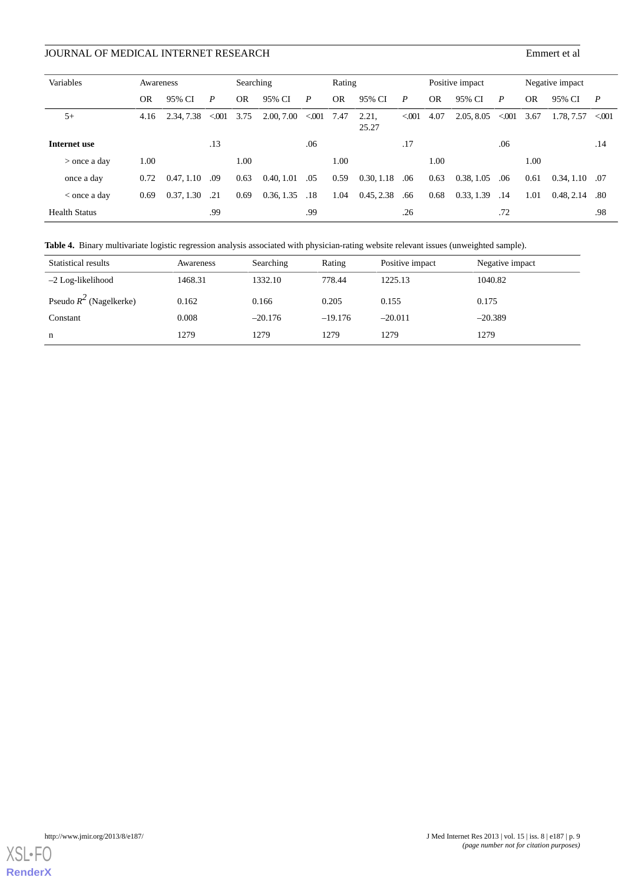| Variables | Awareness | | | Searching | | | Rating | | | Positive impact | | | Negative impact | | |
|---|---|---|---|---|---|---|---|---|---|---|---|---|---|---|---|
| | OR | 95% CI | *P* | OR | 95% CI | *P* | OR | 95% CI | *P* | OR | 95% CI | *P* | OR | 95% CI | *P* |
| 5+ | 4.16 | 2.34, 7.38 | <.001 | 3.75 | 2.00, 7.00 | <.001 | 7.47 | 2.21, 25.27 | <.001 | 4.07 | 2.05, 8.05 | <.001 | 3.67 | 1.78, 7.57 | <.001 |
| **Internet use** | | | .13 | | | .06 | | | .17 | | | .06 | | | .14 |
| > once a day | 1.00 | | | 1.00 | | | 1.00 | | | 1.00 | | | 1.00 | | |
| once a day | 0.72 | 0.47, 1.10 | .09 | 0.63 | 0.40, 1.01 | .05 | 0.59 | 0.30, 1.18 | .06 | 0.63 | 0.38, 1.05 | .06 | 0.61 | 0.34, 1.10 | .07 |
| < once a day | 0.69 | 0.37, 1.30 | .21 | 0.69 | 0.36, 1.35 | .18 | 1.04 | 0.45, 2.38 | .66 | 0.68 | 0.33, 1.39 | .14 | 1.01 | 0.48, 2.14 | .80 |
| Health Status | | | .99 | | | .99 | | | .26 | | | .72 | | | .98 |

**Table 4.** Binary multivariate logistic regression analysis associated with physician-rating website relevant issues (unweighted sample).

| Statistical results | Awareness | Searching | Rating | Positive impact | Negative impact |
|---|---|---|---|---|---|
| –2 Log-likelihood | 1468.31 | 1332.10 | 778.44 | 1225.13 | 1040.82 |
| Pseudo $R^2$ (Nagelkerke) | 0.162 | 0.166 | 0.205 | 0.155 | 0.175 |
| Constant | 0.008 | –20.176 | –19.176 | –20.011 | –20.389 |
| n | 1279 | 1279 | 1279 | 1279 | 1279 |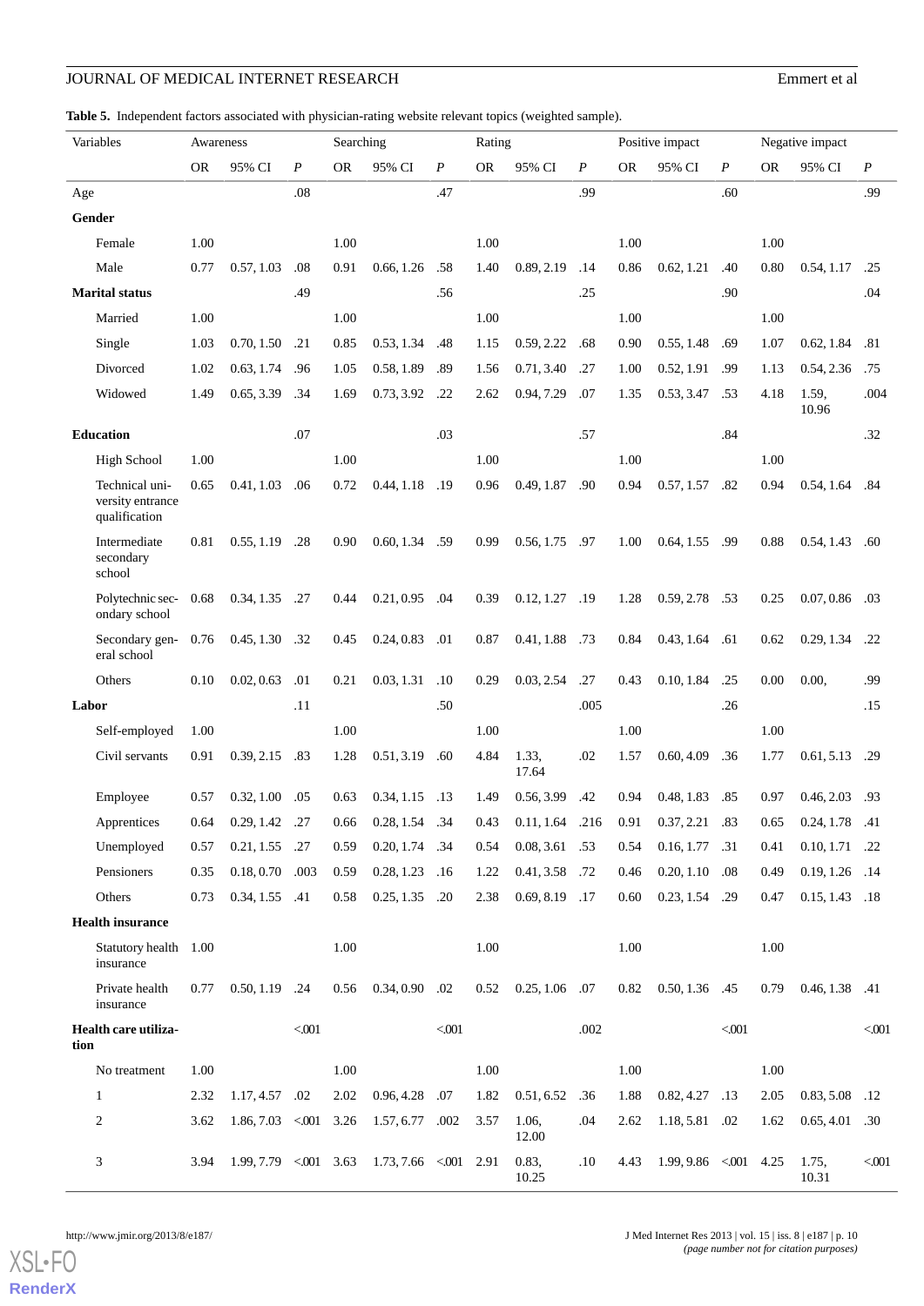**Table 5.** Independent factors associated with physician-rating website relevant topics (weighted sample).

| Variables | Awareness | | | Searching | | | Rating | | | Positive impact | | | Negative impact | | |
|---|---|---|---|---|---|---|---|---|---|---|---|---|---|---|---|
| | OR | 95% CI | *P* | OR | 95% CI | *P* | OR | 95% CI | *P* | OR | 95% CI | *P* | OR | 95% CI | *P* |
| Age | | | .08 | | | .47 | | | .99 | | | .60 | | | .99 |
| **Gender** | | | | | | | | | | | | | | | |
| Female | 1.00 | | | 1.00 | | | 1.00 | | | 1.00 | | | 1.00 | | |
| Male | 0.77 | 0.57, 1.03 | .08 | 0.91 | 0.66, 1.26 | .58 | 1.40 | 0.89, 2.19 | .14 | 0.86 | 0.62, 1.21 | .40 | 0.80 | 0.54, 1.17 | .25 |
| **Marital status** | | | .49 | | | .56 | | | .25 | | | .90 | | | .04 |
| Married | 1.00 | | | 1.00 | | | 1.00 | | | 1.00 | | | 1.00 | | |
| Single | 1.03 | 0.70, 1.50 | .21 | 0.85 | 0.53, 1.34 | .48 | 1.15 | 0.59, 2.22 | .68 | 0.90 | 0.55, 1.48 | .69 | 1.07 | 0.62, 1.84 | .81 |
| Divorced | 1.02 | 0.63, 1.74 | .96 | 1.05 | 0.58, 1.89 | .89 | 1.56 | 0.71, 3.40 | .27 | 1.00 | 0.52, 1.91 | .99 | 1.13 | 0.54, 2.36 | .75 |
| Widowed | 1.49 | 0.65, 3.39 | .34 | 1.69 | 0.73, 3.92 | .22 | 2.62 | 0.94, 7.29 | .07 | 1.35 | 0.53, 3.47 | .53 | 4.18 | 1.59, 10.96 | .004 |
| **Education** | | | .07 | | | .03 | | | .57 | | | .84 | | | .32 |
| High School | 1.00 | | | 1.00 | | | 1.00 | | | 1.00 | | | 1.00 | | |
| Technical university entrance qualification | 0.65 | 0.41, 1.03 | .06 | 0.72 | 0.44, 1.18 | .19 | 0.96 | 0.49, 1.87 | .90 | 0.94 | 0.57, 1.57 | .82 | 0.94 | 0.54, 1.64 | .84 |
| Intermediate secondary school | 0.81 | 0.55, 1.19 | .28 | 0.90 | 0.60, 1.34 | .59 | 0.99 | 0.56, 1.75 | .97 | 1.00 | 0.64, 1.55 | .99 | 0.88 | 0.54, 1.43 | .60 |
| Polytechnic secondary school | 0.68 | 0.34, 1.35 | .27 | 0.44 | 0.21, 0.95 | .04 | 0.39 | 0.12, 1.27 | .19 | 1.28 | 0.59, 2.78 | .53 | 0.25 | 0.07, 0.86 | .03 |
| Secondary general school | 0.76 | 0.45, 1.30 | .32 | 0.45 | 0.24, 0.83 | .01 | 0.87 | 0.41, 1.88 | .73 | 0.84 | 0.43, 1.64 | .61 | 0.62 | 0.29, 1.34 | .22 |
| Others | 0.10 | 0.02, 0.63 | .01 | 0.21 | 0.03, 1.31 | .10 | 0.29 | 0.03, 2.54 | .27 | 0.43 | 0.10, 1.84 | .25 | 0.00 | 0.00, | .99 |
| **Labor** | | | .11 | | | .50 | | | .005 | | | .26 | | | .15 |
| Self-employed | 1.00 | | | 1.00 | | | 1.00 | | | 1.00 | | | 1.00 | | |
| Civil servants | 0.91 | 0.39, 2.15 | .83 | 1.28 | 0.51, 3.19 | .60 | 4.84 | 1.33, 17.64 | .02 | 1.57 | 0.60, 4.09 | .36 | 1.77 | 0.61, 5.13 | .29 |
| Employee | 0.57 | 0.32, 1.00 | .05 | 0.63 | 0.34, 1.15 | .13 | 1.49 | 0.56, 3.99 | .42 | 0.94 | 0.48, 1.83 | .85 | 0.97 | 0.46, 2.03 | .93 |
| Apprentices | 0.64 | 0.29, 1.42 | .27 | 0.66 | 0.28, 1.54 | .34 | 0.43 | 0.11, 1.64 | .216 | 0.91 | 0.37, 2.21 | .83 | 0.65 | 0.24, 1.78 | .41 |
| Unemployed | 0.57 | 0.21, 1.55 | .27 | 0.59 | 0.20, 1.74 | .34 | 0.54 | 0.08, 3.61 | .53 | 0.54 | 0.16, 1.77 | .31 | 0.41 | 0.10, 1.71 | .22 |
| Pensioners | 0.35 | 0.18, 0.70 | .003 | 0.59 | 0.28, 1.23 | .16 | 1.22 | 0.41, 3.58 | .72 | 0.46 | 0.20, 1.10 | .08 | 0.49 | 0.19, 1.26 | .14 |
| Others | 0.73 | 0.34, 1.55 | .41 | 0.58 | 0.25, 1.35 | .20 | 2.38 | 0.69, 8.19 | .17 | 0.60 | 0.23, 1.54 | .29 | 0.47 | 0.15, 1.43 | .18 |
| **Health insurance** | | | | | | | | | | | | | | | |
| Statutory health insurance | 1.00 | | | 1.00 | | | 1.00 | | | 1.00 | | | 1.00 | | |
| Private health insurance | 0.77 | 0.50, 1.19 | .24 | 0.56 | 0.34, 0.90 | .02 | 0.52 | 0.25, 1.06 | .07 | 0.82 | 0.50, 1.36 | .45 | 0.79 | 0.46, 1.38 | .41 |
| **Health care utilization** | | | <.001 | | | <.001 | | | .002 | | | <.001 | | | <.001 |
| No treatment | 1.00 | | | 1.00 | | | 1.00 | | | 1.00 | | | 1.00 | | |
| 1 | 2.32 | 1.17, 4.57 | .02 | 2.02 | 0.96, 4.28 | .07 | 1.82 | 0.51, 6.52 | .36 | 1.88 | 0.82, 4.27 | .13 | 2.05 | 0.83, 5.08 | .12 |
| 2 | 3.62 | 1.86, 7.03 | <.001 | 3.26 | 1.57, 6.77 | .002 | 3.57 | 1.06, 12.00 | .04 | 2.62 | 1.18, 5.81 | .02 | 1.62 | 0.65, 4.01 | .30 |
| 3 | 3.94 | 1.99, 7.79 | <.001 | 3.63 | 1.73, 7.66 | <.001 | 2.91 | 0.83, 10.25 | .10 | 4.43 | 1.99, 9.86 | <.001 | 4.25 | 1.75, 10.31 | <.001 |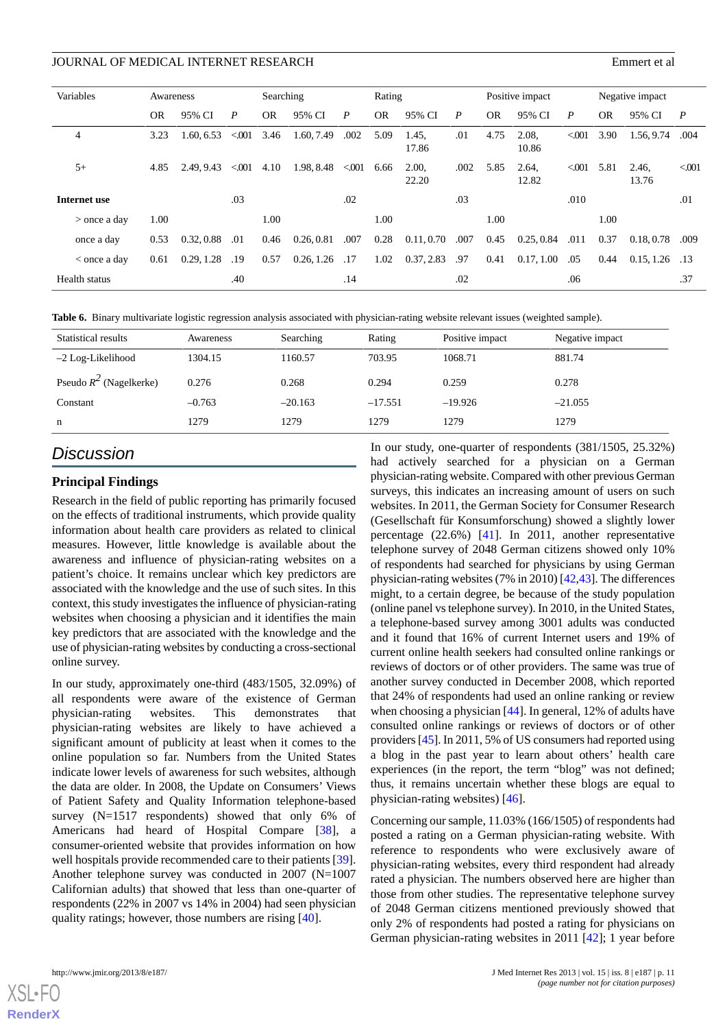| Variables | Awareness | | | Searching | | | Rating | | | Positive impact | | | Negative impact | | |
|---|---|---|---|---|---|---|---|---|---|---|---|---|---|---|---|
| | OR | 95% CI | *P* | OR | 95% CI | *P* | OR | 95% CI | *P* | OR | 95% CI | *P* | OR | 95% CI | *P* |
| 4 | 3.23 | 1.60, 6.53 | <.001 | 3.46 | 1.60, 7.49 | .002 | 5.09 | 1.45, 17.86 | .01 | 4.75 | 2.08, 10.86 | <.001 | 3.90 | 1.56, 9.74 | .004 |
| 5+ | 4.85 | 2.49, 9.43 | <.001 | 4.10 | 1.98, 8.48 | <.001 | 6.66 | 2.00, 22.20 | .002 | 5.85 | 2.64, 12.82 | <.001 | 5.81 | 2.46, 13.76 | <.001 |
| **Internet use** | | | .03 | | | .02 | | | .03 | | | .010 | | | .01 |
| > once a day | 1.00 | | | 1.00 | | | 1.00 | | | 1.00 | | | 1.00 | | |
| once a day | 0.53 | 0.32, 0.88 | .01 | 0.46 | 0.26, 0.81 | .007 | 0.28 | 0.11, 0.70 | .007 | 0.45 | 0.25, 0.84 | .011 | 0.37 | 0.18, 0.78 | .009 |
| < once a day | 0.61 | 0.29, 1.28 | .19 | 0.57 | 0.26, 1.26 | .17 | 1.02 | 0.37, 2.83 | .97 | 0.41 | 0.17, 1.00 | .05 | 0.44 | 0.15, 1.26 | .13 |
| Health status | | | .40 | | | .14 | | | .02 | | | .06 | | | .37 |

**Table 6.** Binary multivariate logistic regression analysis associated with physician-rating website relevant issues (weighted sample).

| Statistical results | Awareness | Searching | Rating | Positive impact | Negative impact |
|---|---|---|---|---|---|
| –2 Log-Likelihood | 1304.15 | 1160.57 | 703.95 | 1068.71 | 881.74 |
| Pseudo $R^2$ (Nagelkerke) | 0.276 | 0.268 | 0.294 | 0.259 | 0.278 |
| Constant | –0.763 | –20.163 | –17.551 | –19.926 | –21.055 |
| n | 1279 | 1279 | 1279 | 1279 | 1279 |

## Discussion

### Principal Findings

Research in the field of public reporting has primarily focused on the effects of traditional instruments, which provide quality information about health care providers as related to clinical measures. However, little knowledge is available about the awareness and influence of physician-rating websites on a patient's choice. It remains unclear which key predictors are associated with the knowledge and the use of such sites. In this context, this study investigates the influence of physician-rating websites when choosing a physician and it identifies the main key predictors that are associated with the knowledge and the use of physician-rating websites by conducting a cross-sectional online survey.

In our study, approximately one-third (483/1505, 32.09%) of all respondents were aware of the existence of German physician-rating websites. This demonstrates that physician-rating websites are likely to have achieved a significant amount of publicity at least when it comes to the online population so far. Numbers from the United States indicate lower levels of awareness for such websites, although the data are older. In 2008, the Update on Consumers' Views of Patient Safety and Quality Information telephone-based survey (N=1517 respondents) showed that only 6% of Americans had heard of Hospital Compare [38], a consumer-oriented website that provides information on how well hospitals provide recommended care to their patients [39]. Another telephone survey was conducted in 2007 (N=1007 Californian adults) that showed that less than one-quarter of respondents (22% in 2007 vs 14% in 2004) had seen physician quality ratings; however, those numbers are rising [40].

In our study, one-quarter of respondents (381/1505, 25.32%) had actively searched for a physician on a German physician-rating website. Compared with other previous German surveys, this indicates an increasing amount of users on such websites. In 2011, the German Society for Consumer Research (Gesellschaft für Konsumforschung) showed a slightly lower percentage (22.6%) [41]. In 2011, another representative telephone survey of 2048 German citizens showed only 10% of respondents had searched for physicians by using German physician-rating websites (7% in 2010) [42,43]. The differences might, to a certain degree, be because of the study population (online panel vs telephone survey). In 2010, in the United States, a telephone-based survey among 3001 adults was conducted and it found that 16% of current Internet users and 19% of current online health seekers had consulted online rankings or reviews of doctors or of other providers. The same was true of another survey conducted in December 2008, which reported that 24% of respondents had used an online ranking or review when choosing a physician [44]. In general, 12% of adults have consulted online rankings or reviews of doctors or of other providers [45]. In 2011, 5% of US consumers had reported using a blog in the past year to learn about others' health care experiences (in the report, the term "blog" was not defined; thus, it remains uncertain whether these blogs are equal to physician-rating websites) [46].

Concerning our sample, 11.03% (166/1505) of respondents had posted a rating on a German physician-rating website. With reference to respondents who were exclusively aware of physician-rating websites, every third respondent had already rated a physician. The numbers observed here are higher than those from other studies. The representative telephone survey of 2048 German citizens mentioned previously showed that only 2% of respondents had posted a rating for physicians on German physician-rating websites in 2011 [42]; 1 year before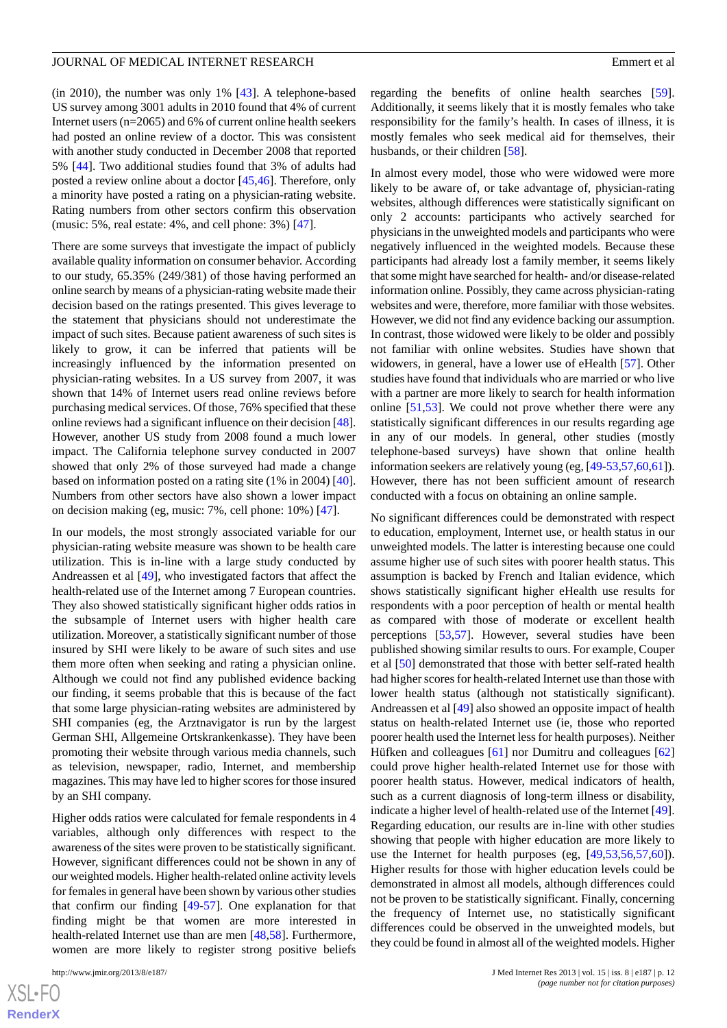(in 2010), the number was only 1% [43]. A telephone-based US survey among 3001 adults in 2010 found that 4% of current Internet users (n=2065) and 6% of current online health seekers had posted an online review of a doctor. This was consistent with another study conducted in December 2008 that reported 5% [44]. Two additional studies found that 3% of adults had posted a review online about a doctor [45,46]. Therefore, only a minority have posted a rating on a physician-rating website. Rating numbers from other sectors confirm this observation (music: 5%, real estate: 4%, and cell phone: 3%) [47].

There are some surveys that investigate the impact of publicly available quality information on consumer behavior. According to our study, 65.35% (249/381) of those having performed an online search by means of a physician-rating website made their decision based on the ratings presented. This gives leverage to the statement that physicians should not underestimate the impact of such sites. Because patient awareness of such sites is likely to grow, it can be inferred that patients will be increasingly influenced by the information presented on physician-rating websites. In a US survey from 2007, it was shown that 14% of Internet users read online reviews before purchasing medical services. Of those, 76% specified that these online reviews had a significant influence on their decision [48]. However, another US study from 2008 found a much lower impact. The California telephone survey conducted in 2007 showed that only 2% of those surveyed had made a change based on information posted on a rating site (1% in 2004) [40]. Numbers from other sectors have also shown a lower impact on decision making (eg, music: 7%, cell phone: 10%) [47].

In our models, the most strongly associated variable for our physician-rating website measure was shown to be health care utilization. This is in-line with a large study conducted by Andreassen et al [49], who investigated factors that affect the health-related use of the Internet among 7 European countries. They also showed statistically significant higher odds ratios in the subsample of Internet users with higher health care utilization. Moreover, a statistically significant number of those insured by SHI were likely to be aware of such sites and use them more often when seeking and rating a physician online. Although we could not find any published evidence backing our finding, it seems probable that this is because of the fact that some large physician-rating websites are administered by SHI companies (eg, the Arztnavigator is run by the largest German SHI, Allgemeine Ortskrankenkasse). They have been promoting their website through various media channels, such as television, newspaper, radio, Internet, and membership magazines. This may have led to higher scores for those insured by an SHI company.

Higher odds ratios were calculated for female respondents in 4 variables, although only differences with respect to the awareness of the sites were proven to be statistically significant. However, significant differences could not be shown in any of our weighted models. Higher health-related online activity levels for females in general have been shown by various other studies that confirm our finding [49-57]. One explanation for that finding might be that women are more interested in health-related Internet use than are men [48,58]. Furthermore, women are more likely to register strong positive beliefs regarding the benefits of online health searches [59]. Additionally, it seems likely that it is mostly females who take responsibility for the family's health. In cases of illness, it is mostly females who seek medical aid for themselves, their husbands, or their children [58].

In almost every model, those who were widowed were more likely to be aware of, or take advantage of, physician-rating websites, although differences were statistically significant on only 2 accounts: participants who actively searched for physicians in the unweighted models and participants who were negatively influenced in the weighted models. Because these participants had already lost a family member, it seems likely that some might have searched for health- and/or disease-related information online. Possibly, they came across physician-rating websites and were, therefore, more familiar with those websites. However, we did not find any evidence backing our assumption. In contrast, those widowed were likely to be older and possibly not familiar with online websites. Studies have shown that widowers, in general, have a lower use of eHealth [57]. Other studies have found that individuals who are married or who live with a partner are more likely to search for health information online [51,53]. We could not prove whether there were any statistically significant differences in our results regarding age in any of our models. In general, other studies (mostly telephone-based surveys) have shown that online health information seekers are relatively young (eg, [49-53,57,60,61]). However, there has not been sufficient amount of research conducted with a focus on obtaining an online sample.

No significant differences could be demonstrated with respect to education, employment, Internet use, or health status in our unweighted models. The latter is interesting because one could assume higher use of such sites with poorer health status. This assumption is backed by French and Italian evidence, which shows statistically significant higher eHealth use results for respondents with a poor perception of health or mental health as compared with moderate or excellent health perceptions [53,57]. However, several studies have been published showing similar results to ours. For example, Couper et al [50] demonstrated that those with better self-rated health had higher scores for health-related Internet use than those with lower health status (although not statistically significant). Andreassen et al [49] also showed an opposite impact of health status on health-related Internet use (ie, those who reported poorer health used the Internet less for health purposes). Neither Hüfken and colleagues [61] nor Dumitru and colleagues [62] could prove higher health-related Internet use for those with poorer health status. However, medical indicators of health, such as a current diagnosis of long-term illness or disability, indicate a higher level of health-related use of the Internet [49]. Regarding education, our results are in-line with other studies showing that people with higher education are more likely to use the Internet for health purposes (eg, [49,53,56,57,60]). Higher results for those with higher education levels could be demonstrated in almost all models, although differences could not be proven to be statistically significant. Finally, concerning the frequency of Internet use, no statistically significant differences could be observed in the unweighted models, but they could be found in almost all of the weighted models. Higher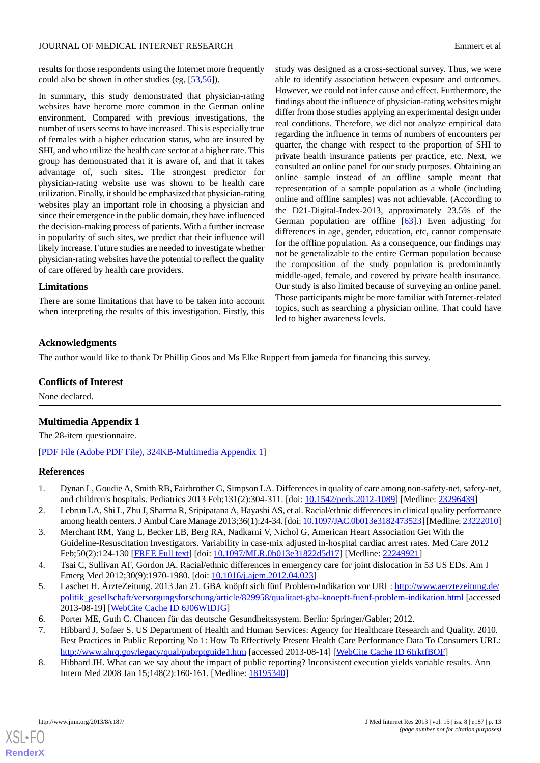results for those respondents using the Internet more frequently could also be shown in other studies (eg, [53,56]).

In summary, this study demonstrated that physician-rating websites have become more common in the German online environment. Compared with previous investigations, the number of users seems to have increased. This is especially true of females with a higher education status, who are insured by SHI, and who utilize the health care sector at a higher rate. This group has demonstrated that it is aware of, and that it takes advantage of, such sites. The strongest predictor for physician-rating website use was shown to be health care utilization. Finally, it should be emphasized that physician-rating websites play an important role in choosing a physician and since their emergence in the public domain, they have influenced the decision-making process of patients. With a further increase in popularity of such sites, we predict that their influence will likely increase. Future studies are needed to investigate whether physician-rating websites have the potential to reflect the quality of care offered by health care providers.

### Limitations

There are some limitations that have to be taken into account when interpreting the results of this investigation. Firstly, this study was designed as a cross-sectional survey. Thus, we were able to identify association between exposure and outcomes. However, we could not infer cause and effect. Furthermore, the findings about the influence of physician-rating websites might differ from those studies applying an experimental design under real conditions. Therefore, we did not analyze empirical data regarding the influence in terms of numbers of encounters per quarter, the change with respect to the proportion of SHI to private health insurance patients per practice, etc. Next, we consulted an online panel for our study purposes. Obtaining an online sample instead of an offline sample meant that representation of a sample population as a whole (including online and offline samples) was not achievable. (According to the D21-Digital-Index-2013, approximately 23.5% of the German population are offline [63].) Even adjusting for differences in age, gender, education, etc, cannot compensate for the offline population. As a consequence, our findings may not be generalizable to the entire German population because the composition of the study population is predominantly middle-aged, female, and covered by private health insurance. Our study is also limited because of surveying an online panel. Those participants might be more familiar with Internet-related topics, such as searching a physician online. That could have led to higher awareness levels.

## Acknowledgments

The author would like to thank Dr Phillip Goos and Ms Elke Ruppert from jameda for financing this survey.

## Conflicts of Interest

None declared.

## Multimedia Appendix 1

The 28-item questionnaire.

[PDF File (Adobe PDF File), 324KB-Multimedia Appendix 1]

## References

1. Dynan L, Goudie A, Smith RB, Fairbrother G, Simpson LA. Differences in quality of care among non-safety-net, safety-net, and children's hospitals. Pediatrics 2013 Feb;131(2):304-311. [doi: 10.1542/peds.2012-1089] [Medline: 23296439]
2. Lebrun LA, Shi L, Zhu J, Sharma R, Sripipatana A, Hayashi AS, et al. Racial/ethnic differences in clinical quality performance among health centers. J Ambul Care Manage 2013;36(1):24-34. [doi: 10.1097/JAC.0b013e3182473523] [Medline: 23222010]
3. Merchant RM, Yang L, Becker LB, Berg RA, Nadkarni V, Nichol G, American Heart Association Get With the Guideline-Resuscitation Investigators. Variability in case-mix adjusted in-hospital cardiac arrest rates. Med Care 2012 Feb;50(2):124-130 [FREE Full text] [doi: 10.1097/MLR.0b013e31822d5d17] [Medline: 22249921]
4. Tsai C, Sullivan AF, Gordon JA. Racial/ethnic differences in emergency care for joint dislocation in 53 US EDs. Am J Emerg Med 2012;30(9):1970-1980. [doi: 10.1016/j.ajem.2012.04.023]
5. Laschet H. ÄrzteZeitung. 2013 Jan 21. GBA knöpft sich fünf Problem-Indikation vor URL: http://www.aerztezeitung.de/politik_gesellschaft/versorgungsforschung/article/829958/qualitaet-gba-knoepft-fuenf-problem-indikation.html [accessed 2013-08-19] [WebCite Cache ID 6J06WIDJG]
6. Porter ME, Guth C. Chancen für das deutsche Gesundheitssystem. Berlin: Springer/Gabler; 2012.
7. Hibbard J, Sofaer S. US Department of Health and Human Services: Agency for Healthcare Research and Quality. 2010. Best Practices in Public Reporting No 1: How To Effectively Present Health Care Performance Data To Consumers URL: http://www.ahrq.gov/legacy/qual/pubrptguide1.htm [accessed 2013-08-14] [WebCite Cache ID 6IrktfBQF]
8. Hibbard JH. What can we say about the impact of public reporting? Inconsistent execution yields variable results. Ann Intern Med 2008 Jan 15;148(2):160-161. [Medline: 18195340]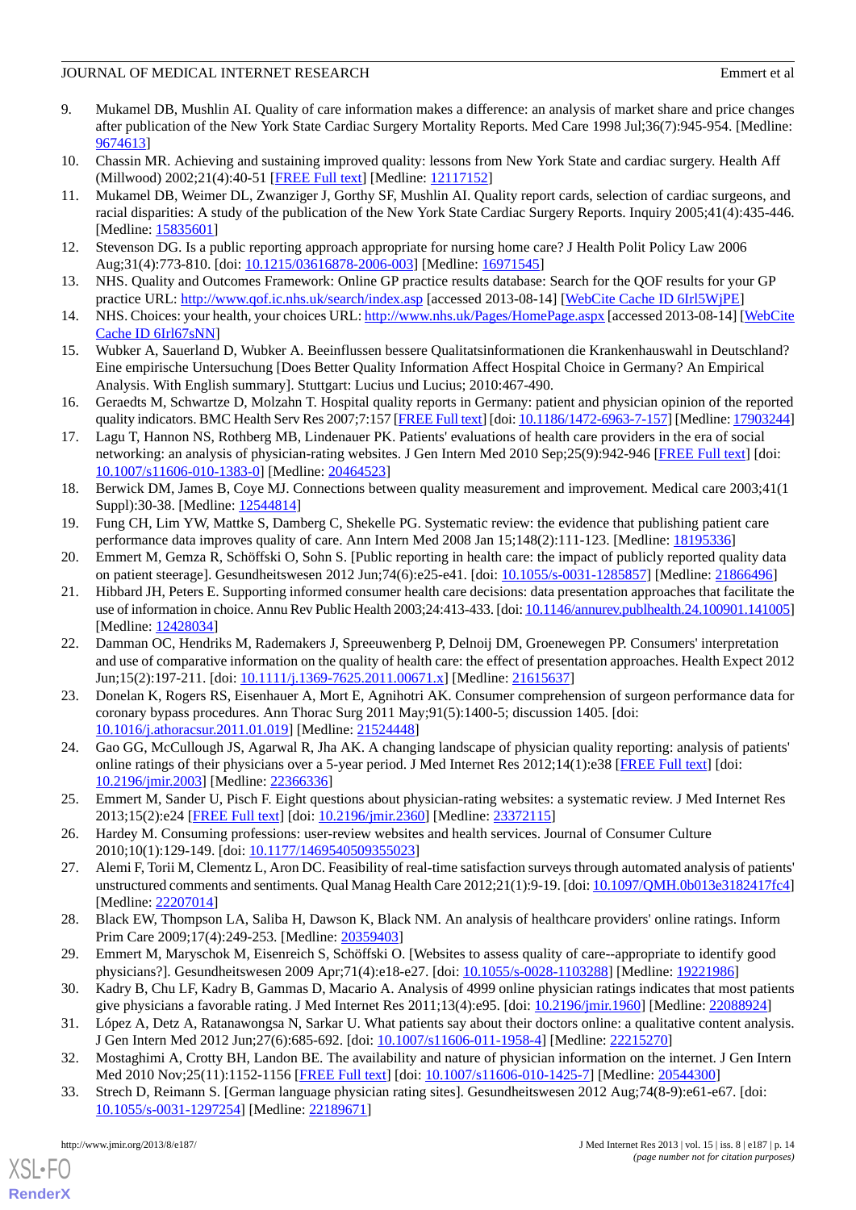9. Mukamel DB, Mushlin AI. Quality of care information makes a difference: an analysis of market share and price changes after publication of the New York State Cardiac Surgery Mortality Reports. Med Care 1998 Jul;36(7):945-954. [Medline: 9674613]
10. Chassin MR. Achieving and sustaining improved quality: lessons from New York State and cardiac surgery. Health Aff (Millwood) 2002;21(4):40-51 [FREE Full text] [Medline: 12117152]
11. Mukamel DB, Weimer DL, Zwanziger J, Gorthy SF, Mushlin AI. Quality report cards, selection of cardiac surgeons, and racial disparities: A study of the publication of the New York State Cardiac Surgery Reports. Inquiry 2005;41(4):435-446. [Medline: 15835601]
12. Stevenson DG. Is a public reporting approach appropriate for nursing home care? J Health Polit Policy Law 2006 Aug;31(4):773-810. [doi: 10.1215/03616878-2006-003] [Medline: 16971545]
13. NHS. Quality and Outcomes Framework: Online GP practice results database: Search for the QOF results for your GP practice URL: http://www.qof.ic.nhs.uk/search/index.asp [accessed 2013-08-14] [WebCite Cache ID 6Irl5WjPE]
14. NHS. Choices: your health, your choices URL: http://www.nhs.uk/Pages/HomePage.aspx [accessed 2013-08-14] [WebCite Cache ID 6Irl67sNN]
15. Wubker A, Sauerland D, Wubker A. Beeinflussen bessere Qualitatsinformationen die Krankenhauswahl in Deutschland? Eine empirische Untersuchung [Does Better Quality Information Affect Hospital Choice in Germany? An Empirical Analysis. With English summary]. Stuttgart: Lucius und Lucius; 2010:467-490.
16. Geraedts M, Schwartze D, Molzahn T. Hospital quality reports in Germany: patient and physician opinion of the reported quality indicators. BMC Health Serv Res 2007;7:157 [FREE Full text] [doi: 10.1186/1472-6963-7-157] [Medline: 17903244]
17. Lagu T, Hannon NS, Rothberg MB, Lindenauer PK. Patients' evaluations of health care providers in the era of social networking: an analysis of physician-rating websites. J Gen Intern Med 2010 Sep;25(9):942-946 [FREE Full text] [doi: 10.1007/s11606-010-1383-0] [Medline: 20464523]
18. Berwick DM, James B, Coye MJ. Connections between quality measurement and improvement. Medical care 2003;41(1 Suppl):30-38. [Medline: 12544814]
19. Fung CH, Lim YW, Mattke S, Damberg C, Shekelle PG. Systematic review: the evidence that publishing patient care performance data improves quality of care. Ann Intern Med 2008 Jan 15;148(2):111-123. [Medline: 18195336]
20. Emmert M, Gemza R, Schöffski O, Sohn S. [Public reporting in health care: the impact of publicly reported quality data on patient steerage]. Gesundheitswesen 2012 Jun;74(6):e25-e41. [doi: 10.1055/s-0031-1285857] [Medline: 21866496]
21. Hibbard JH, Peters E. Supporting informed consumer health care decisions: data presentation approaches that facilitate the use of information in choice. Annu Rev Public Health 2003;24:413-433. [doi: 10.1146/annurev.publhealth.24.100901.141005] [Medline: 12428034]
22. Damman OC, Hendriks M, Rademakers J, Spreeuwenberg P, Delnoij DM, Groenewegen PP. Consumers' interpretation and use of comparative information on the quality of health care: the effect of presentation approaches. Health Expect 2012 Jun;15(2):197-211. [doi: 10.1111/j.1369-7625.2011.00671.x] [Medline: 21615637]
23. Donelan K, Rogers RS, Eisenhauer A, Mort E, Agnihotri AK. Consumer comprehension of surgeon performance data for coronary bypass procedures. Ann Thorac Surg 2011 May;91(5):1400-5; discussion 1405. [doi: 10.1016/j.athoracsur.2011.01.019] [Medline: 21524448]
24. Gao GG, McCullough JS, Agarwal R, Jha AK. A changing landscape of physician quality reporting: analysis of patients' online ratings of their physicians over a 5-year period. J Med Internet Res 2012;14(1):e38 [FREE Full text] [doi: 10.2196/jmir.2003] [Medline: 22366336]
25. Emmert M, Sander U, Pisch F. Eight questions about physician-rating websites: a systematic review. J Med Internet Res 2013;15(2):e24 [FREE Full text] [doi: 10.2196/jmir.2360] [Medline: 23372115]
26. Hardey M. Consuming professions: user-review websites and health services. Journal of Consumer Culture 2010;10(1):129-149. [doi: 10.1177/1469540509355023]
27. Alemi F, Torii M, Clementz L, Aron DC. Feasibility of real-time satisfaction surveys through automated analysis of patients' unstructured comments and sentiments. Qual Manag Health Care 2012;21(1):9-19. [doi: 10.1097/QMH.0b013e3182417fc4] [Medline: 22207014]
28. Black EW, Thompson LA, Saliba H, Dawson K, Black NM. An analysis of healthcare providers' online ratings. Inform Prim Care 2009;17(4):249-253. [Medline: 20359403]
29. Emmert M, Maryschok M, Eisenreich S, Schöffski O. [Websites to assess quality of care--appropriate to identify good physicians?]. Gesundheitswesen 2009 Apr;71(4):e18-e27. [doi: 10.1055/s-0028-1103288] [Medline: 19221986]
30. Kadry B, Chu LF, Kadry B, Gammas D, Macario A. Analysis of 4999 online physician ratings indicates that most patients give physicians a favorable rating. J Med Internet Res 2011;13(4):e95. [doi: 10.2196/jmir.1960] [Medline: 22088924]
31. López A, Detz A, Ratanawongsa N, Sarkar U. What patients say about their doctors online: a qualitative content analysis. J Gen Intern Med 2012 Jun;27(6):685-692. [doi: 10.1007/s11606-011-1958-4] [Medline: 22215270]
32. Mostaghimi A, Crotty BH, Landon BE. The availability and nature of physician information on the internet. J Gen Intern Med 2010 Nov;25(11):1152-1156 [FREE Full text] [doi: 10.1007/s11606-010-1425-7] [Medline: 20544300]
33. Strech D, Reimann S. [German language physician rating sites]. Gesundheitswesen 2012 Aug;74(8-9):e61-e67. [doi: 10.1055/s-0031-1297254] [Medline: 22189671]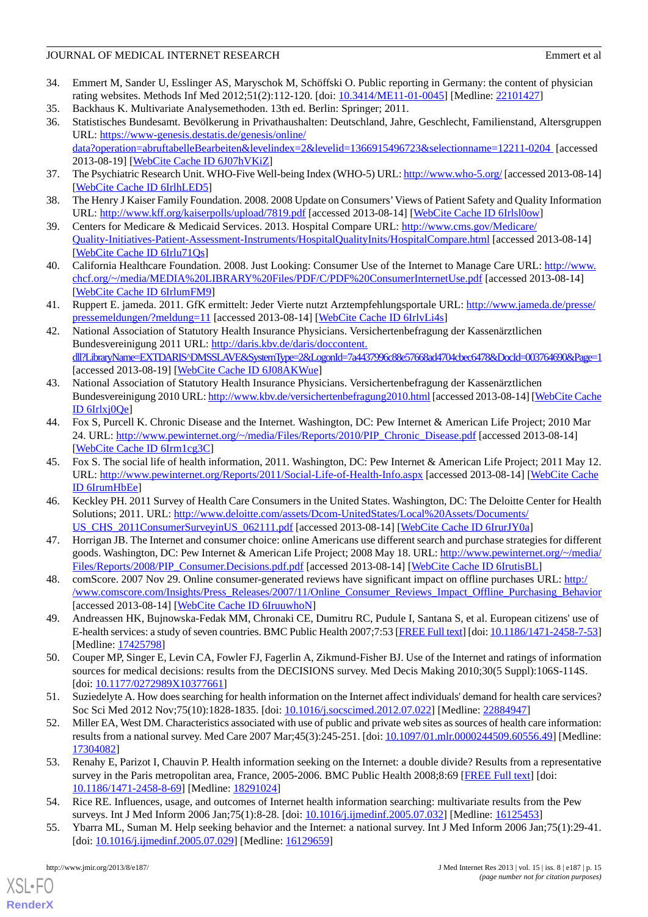34. Emmert M, Sander U, Esslinger AS, Maryschok M, Schöffski O. Public reporting in Germany: the content of physician rating websites. Methods Inf Med 2012;51(2):112-120. [doi: 10.3414/ME11-01-0045] [Medline: 22101427]
35. Backhaus K. Multivariate Analysemethoden. 13th ed. Berlin: Springer; 2011.
36. Statistisches Bundesamt. Bevölkerung in Privathaushalten: Deutschland, Jahre, Geschlecht, Familienstand, Altersgruppen URL: https://www-genesis.destatis.de/genesis/online/data?operation=abruftabelleBearbeiten&levelindex=2&levelid=1366915496723&selectionname=12211-0204 [accessed 2013-08-19] [WebCite Cache ID 6J07hVKiZ]
37. The Psychiatric Research Unit. WHO-Five Well-being Index (WHO-5) URL: http://www.who-5.org/ [accessed 2013-08-14] [WebCite Cache ID 6IrlhLED5]
38. The Henry J Kaiser Family Foundation. 2008. 2008 Update on Consumers' Views of Patient Safety and Quality Information URL: http://www.kff.org/kaiserpolls/upload/7819.pdf [accessed 2013-08-14] [WebCite Cache ID 6Irlsl0ow]
39. Centers for Medicare & Medicaid Services. 2013. Hospital Compare URL: http://www.cms.gov/Medicare/Quality-Initiatives-Patient-Assessment-Instruments/HospitalQualityInits/HospitalCompare.html [accessed 2013-08-14] [WebCite Cache ID 6Irlu71Qs]
40. California Healthcare Foundation. 2008. Just Looking: Consumer Use of the Internet to Manage Care URL: http://www.chcf.org/~/media/MEDIA%20LIBRARY%20Files/PDF/C/PDF%20ConsumerInternetUse.pdf [accessed 2013-08-14] [WebCite Cache ID 6IrlumFM9]
41. Ruppert E. jameda. 2011. GfK ermittelt: Jeder Vierte nutzt Arztempfehlungsportale URL: http://www.jameda.de/presse/pressemeldungen/?meldung=11 [accessed 2013-08-14] [WebCite Cache ID 6IrlvLi4s]
42. National Association of Statutory Health Insurance Physicians. Versichertenbefragung der Kassenärztlichen Bundesvereinigung 2011 URL: http://daris.kbv.de/daris/doccontent.dll?LibraryName=EXTDARIS^DMSSLAVE&SystemType=2&LogonId=7a4437996c88e57668ad4704cbec6478&DocId=003764690&Page=1 [accessed 2013-08-19] [WebCite Cache ID 6J08AKWue]
43. National Association of Statutory Health Insurance Physicians. Versichertenbefragung der Kassenärztlichen Bundesvereinigung 2010 URL: http://www.kbv.de/versichertenbefragung2010.html [accessed 2013-08-14] [WebCite Cache ID 6Irlxj0Qe]
44. Fox S, Purcell K. Chronic Disease and the Internet. Washington, DC: Pew Internet & American Life Project; 2010 Mar 24. URL: http://www.pewinternet.org/~/media/Files/Reports/2010/PIP_Chronic_Disease.pdf [accessed 2013-08-14] [WebCite Cache ID 6Irm1cg3C]
45. Fox S. The social life of health information, 2011. Washington, DC: Pew Internet & American Life Project; 2011 May 12. URL: http://www.pewinternet.org/Reports/2011/Social-Life-of-Health-Info.aspx [accessed 2013-08-14] [WebCite Cache ID 6IrumHbEe]
46. Keckley PH. 2011 Survey of Health Care Consumers in the United States. Washington, DC: The Deloitte Center for Health Solutions; 2011. URL: http://www.deloitte.com/assets/Dcom-UnitedStates/Local%20Assets/Documents/US_CHS_2011ConsumerSurveyinUS_062111.pdf [accessed 2013-08-14] [WebCite Cache ID 6IrurJY0a]
47. Horrigan JB. The Internet and consumer choice: online Americans use different search and purchase strategies for different goods. Washington, DC: Pew Internet & American Life Project; 2008 May 18. URL: http://www.pewinternet.org/~/media/Files/Reports/2008/PIP_Consumer.Decisions.pdf.pdf [accessed 2013-08-14] [WebCite Cache ID 6IrutisBL]
48. comScore. 2007 Nov 29. Online consumer-generated reviews have significant impact on offline purchases URL: http://www.comscore.com/Insights/Press_Releases/2007/11/Online_Consumer_Reviews_Impact_Offline_Purchasing_Behavior [accessed 2013-08-14] [WebCite Cache ID 6IruuwhoN]
49. Andreassen HK, Bujnowska-Fedak MM, Chronaki CE, Dumitru RC, Pudule I, Santana S, et al. European citizens' use of E-health services: a study of seven countries. BMC Public Health 2007;7:53 [FREE Full text] [doi: 10.1186/1471-2458-7-53] [Medline: 17425798]
50. Couper MP, Singer E, Levin CA, Fowler FJ, Fagerlin A, Zikmund-Fisher BJ. Use of the Internet and ratings of information sources for medical decisions: results from the DECISIONS survey. Med Decis Making 2010;30(5 Suppl):106S-114S. [doi: 10.1177/0272989X10377661]
51. Suziedelyte A. How does searching for health information on the Internet affect individuals' demand for health care services? Soc Sci Med 2012 Nov;75(10):1828-1835. [doi: 10.1016/j.socscimed.2012.07.022] [Medline: 22884947]
52. Miller EA, West DM. Characteristics associated with use of public and private web sites as sources of health care information: results from a national survey. Med Care 2007 Mar;45(3):245-251. [doi: 10.1097/01.mlr.0000244509.60556.49] [Medline: 17304082]
53. Renahy E, Parizot I, Chauvin P. Health information seeking on the Internet: a double divide? Results from a representative survey in the Paris metropolitan area, France, 2005-2006. BMC Public Health 2008;8:69 [FREE Full text] [doi: 10.1186/1471-2458-8-69] [Medline: 18291024]
54. Rice RE. Influences, usage, and outcomes of Internet health information searching: multivariate results from the Pew surveys. Int J Med Inform 2006 Jan;75(1):8-28. [doi: 10.1016/j.ijmedinf.2005.07.032] [Medline: 16125453]
55. Ybarra ML, Suman M. Help seeking behavior and the Internet: a national survey. Int J Med Inform 2006 Jan;75(1):29-41. [doi: 10.1016/j.ijmedinf.2005.07.029] [Medline: 16129659]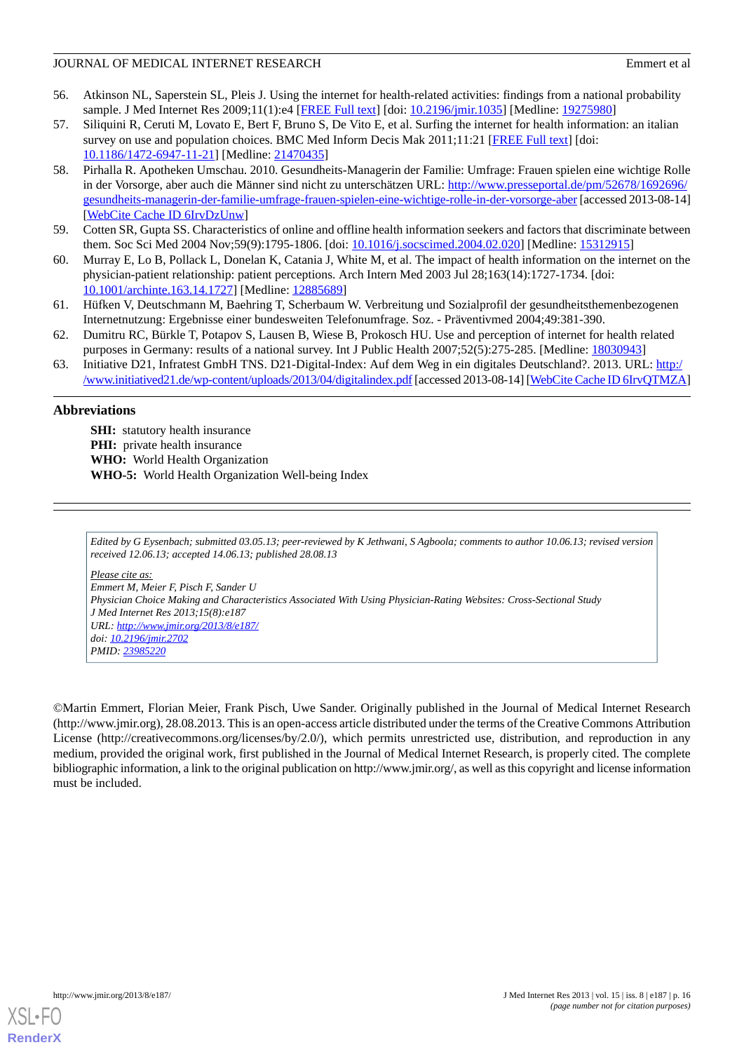56. Atkinson NL, Saperstein SL, Pleis J. Using the internet for health-related activities: findings from a national probability sample. J Med Internet Res 2009;11(1):e4 [FREE Full text] [doi: 10.2196/jmir.1035] [Medline: 19275980]
57. Siliquini R, Ceruti M, Lovato E, Bert F, Bruno S, De Vito E, et al. Surfing the internet for health information: an italian survey on use and population choices. BMC Med Inform Decis Mak 2011;11:21 [FREE Full text] [doi: 10.1186/1472-6947-11-21] [Medline: 21470435]
58. Pirhalla R. Apotheken Umschau. 2010. Gesundheits-Managerin der Familie: Umfrage: Frauen spielen eine wichtige Rolle in der Vorsorge, aber auch die Männer sind nicht zu unterschätzen URL: http://www.presseportal.de/pm/52678/1692696/gesundheits-managerin-der-familie-umfrage-frauen-spielen-eine-wichtige-rolle-in-der-vorsorge-aber [accessed 2013-08-14] [WebCite Cache ID 6IrvDzUnw]
59. Cotten SR, Gupta SS. Characteristics of online and offline health information seekers and factors that discriminate between them. Soc Sci Med 2004 Nov;59(9):1795-1806. [doi: 10.1016/j.socscimed.2004.02.020] [Medline: 15312915]
60. Murray E, Lo B, Pollack L, Donelan K, Catania J, White M, et al. The impact of health information on the internet on the physician-patient relationship: patient perceptions. Arch Intern Med 2003 Jul 28;163(14):1727-1734. [doi: 10.1001/archinte.163.14.1727] [Medline: 12885689]
61. Hüfken V, Deutschmann M, Baehring T, Scherbaum W. Verbreitung und Sozialprofil der gesundheitsthemenbezogenen Internetnutzung: Ergebnisse einer bundesweiten Telefonumfrage. Soz. - Präventivmed 2004;49:381-390.
62. Dumitru RC, Bürkle T, Potapov S, Lausen B, Wiese B, Prokosch HU. Use and perception of internet for health related purposes in Germany: results of a national survey. Int J Public Health 2007;52(5):275-285. [Medline: 18030943]
63. Initiative D21, Infratest GmbH TNS. D21-Digital-Index: Auf dem Weg in ein digitales Deutschland?. 2013. URL: http://www.initiatived21.de/wp-content/uploads/2013/04/digitalindex.pdf [accessed 2013-08-14] [WebCite Cache ID 6IrvQTMZA]

## Abbreviations

**SHI:** statutory health insurance
**PHI:** private health insurance
**WHO:** World Health Organization
**WHO-5:** World Health Organization Well-being Index

---

*Edited by G Eysenbach; submitted 03.05.13; peer-reviewed by K Jethwani, S Agboola; comments to author 10.06.13; revised version received 12.06.13; accepted 14.06.13; published 28.08.13*

*Please cite as:*
*Emmert M, Meier F, Pisch F, Sander U*
*Physician Choice Making and Characteristics Associated With Using Physician-Rating Websites: Cross-Sectional Study*
*J Med Internet Res 2013;15(8):e187*
*URL: http://www.jmir.org/2013/8/e187/*
*doi: 10.2196/jmir.2702*
*PMID: 23985220*

©Martin Emmert, Florian Meier, Frank Pisch, Uwe Sander. Originally published in the Journal of Medical Internet Research (http://www.jmir.org), 28.08.2013. This is an open-access article distributed under the terms of the Creative Commons Attribution License (http://creativecommons.org/licenses/by/2.0/), which permits unrestricted use, distribution, and reproduction in any medium, provided the original work, first published in the Journal of Medical Internet Research, is properly cited. The complete bibliographic information, a link to the original publication on http://www.jmir.org/, as well as this copyright and license information must be included.